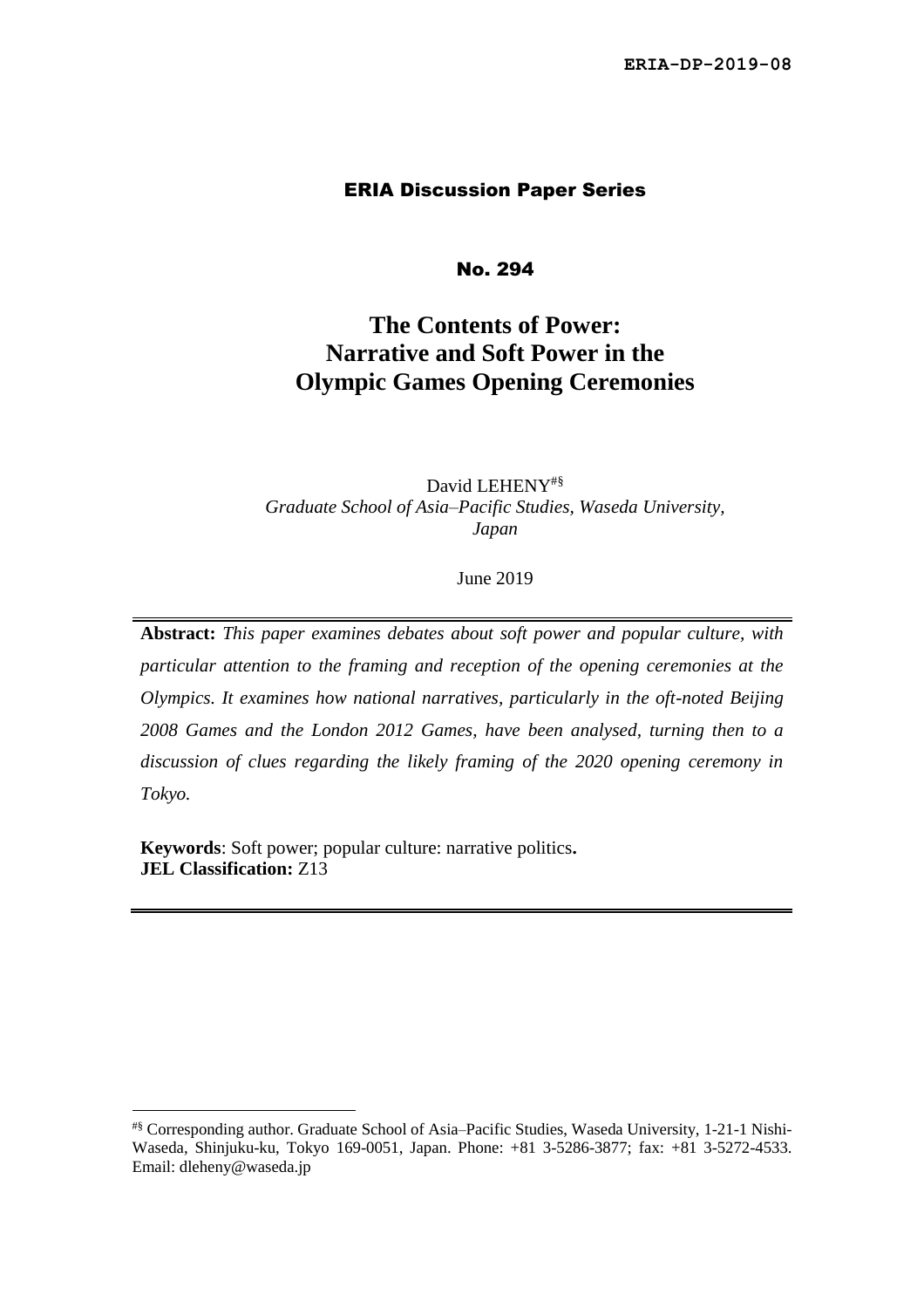ERIA-DP-2019-08

ERIA Discussion Paper Series

No. 294

# The Contents of Power: Narrative and Soft Power in the Olympic Games Opening Ceremonies

David LEHENY[#§]

*Graduate School of Asia–Pacific Studies, Waseda University, Japan*

June 2019

**Abstract:** *This paper examines debates about soft power and popular culture, with particular attention to the framing and reception of the opening ceremonies at the Olympics. It examines how national narratives, particularly in the oft-noted Beijing 2008 Games and the London 2012 Games, have been analysed, turning then to a discussion of clues regarding the likely framing of the 2020 opening ceremony in Tokyo.*

**Keywords**: Soft power; popular culture: narrative politics**.**
**JEL Classification:** Z13

[#§] Corresponding author. Graduate School of Asia–Pacific Studies, Waseda University, 1-21-1 Nishi-Waseda, Shinjuku-ku, Tokyo 169-0051, Japan. Phone: +81 3-5286-3877; fax: +81 3-5272-4533. Email: dleheny@waseda.jp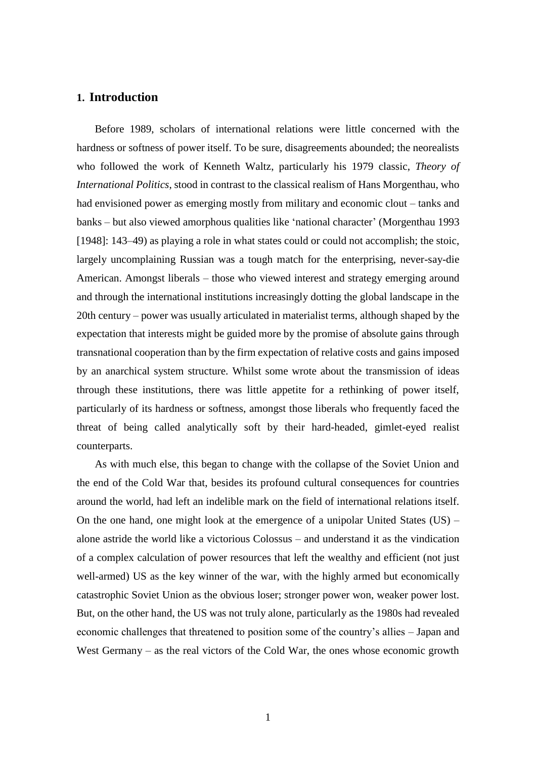## 1. Introduction

Before 1989, scholars of international relations were little concerned with the hardness or softness of power itself. To be sure, disagreements abounded; the neorealists who followed the work of Kenneth Waltz, particularly his 1979 classic, *Theory of International Politics*, stood in contrast to the classical realism of Hans Morgenthau, who had envisioned power as emerging mostly from military and economic clout – tanks and banks – but also viewed amorphous qualities like 'national character' (Morgenthau 1993 [1948]: 143–49) as playing a role in what states could or could not accomplish; the stoic, largely uncomplaining Russian was a tough match for the enterprising, never-say-die American. Amongst liberals – those who viewed interest and strategy emerging around and through the international institutions increasingly dotting the global landscape in the 20th century – power was usually articulated in materialist terms, although shaped by the expectation that interests might be guided more by the promise of absolute gains through transnational cooperation than by the firm expectation of relative costs and gains imposed by an anarchical system structure. Whilst some wrote about the transmission of ideas through these institutions, there was little appetite for a rethinking of power itself, particularly of its hardness or softness, amongst those liberals who frequently faced the threat of being called analytically soft by their hard-headed, gimlet-eyed realist counterparts.

As with much else, this began to change with the collapse of the Soviet Union and the end of the Cold War that, besides its profound cultural consequences for countries around the world, had left an indelible mark on the field of international relations itself. On the one hand, one might look at the emergence of a unipolar United States (US) – alone astride the world like a victorious Colossus – and understand it as the vindication of a complex calculation of power resources that left the wealthy and efficient (not just well-armed) US as the key winner of the war, with the highly armed but economically catastrophic Soviet Union as the obvious loser; stronger power won, weaker power lost. But, on the other hand, the US was not truly alone, particularly as the 1980s had revealed economic challenges that threatened to position some of the country's allies – Japan and West Germany – as the real victors of the Cold War, the ones whose economic growth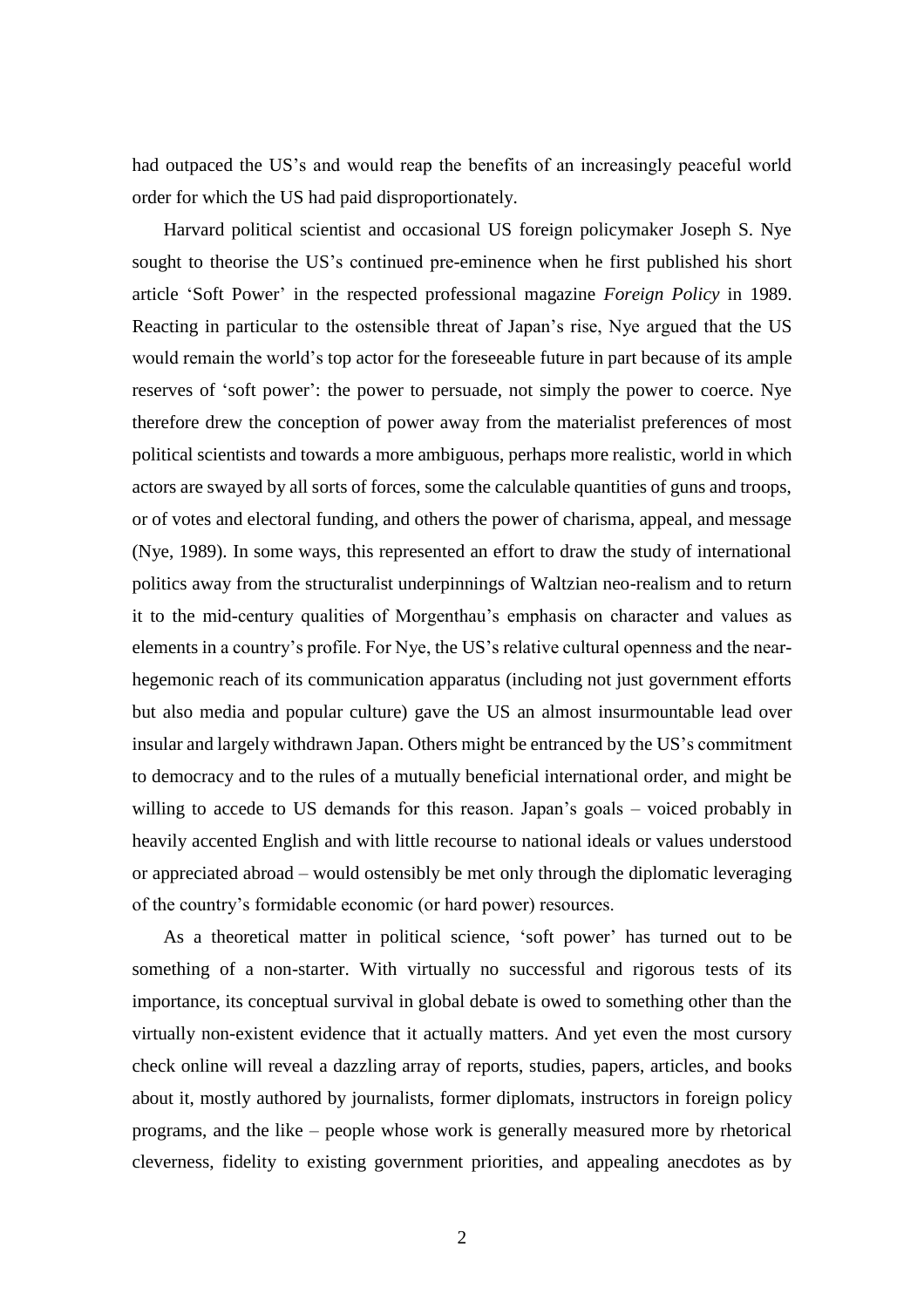had outpaced the US's and would reap the benefits of an increasingly peaceful world order for which the US had paid disproportionately.

Harvard political scientist and occasional US foreign policymaker Joseph S. Nye sought to theorise the US's continued pre-eminence when he first published his short article 'Soft Power' in the respected professional magazine *Foreign Policy* in 1989. Reacting in particular to the ostensible threat of Japan's rise, Nye argued that the US would remain the world's top actor for the foreseeable future in part because of its ample reserves of 'soft power': the power to persuade, not simply the power to coerce. Nye therefore drew the conception of power away from the materialist preferences of most political scientists and towards a more ambiguous, perhaps more realistic, world in which actors are swayed by all sorts of forces, some the calculable quantities of guns and troops, or of votes and electoral funding, and others the power of charisma, appeal, and message (Nye, 1989). In some ways, this represented an effort to draw the study of international politics away from the structuralist underpinnings of Waltzian neo-realism and to return it to the mid-century qualities of Morgenthau's emphasis on character and values as elements in a country's profile. For Nye, the US's relative cultural openness and the near-hegemonic reach of its communication apparatus (including not just government efforts but also media and popular culture) gave the US an almost insurmountable lead over insular and largely withdrawn Japan. Others might be entranced by the US's commitment to democracy and to the rules of a mutually beneficial international order, and might be willing to accede to US demands for this reason. Japan's goals – voiced probably in heavily accented English and with little recourse to national ideals or values understood or appreciated abroad – would ostensibly be met only through the diplomatic leveraging of the country's formidable economic (or hard power) resources.

As a theoretical matter in political science, 'soft power' has turned out to be something of a non-starter. With virtually no successful and rigorous tests of its importance, its conceptual survival in global debate is owed to something other than the virtually non-existent evidence that it actually matters. And yet even the most cursory check online will reveal a dazzling array of reports, studies, papers, articles, and books about it, mostly authored by journalists, former diplomats, instructors in foreign policy programs, and the like – people whose work is generally measured more by rhetorical cleverness, fidelity to existing government priorities, and appealing anecdotes as by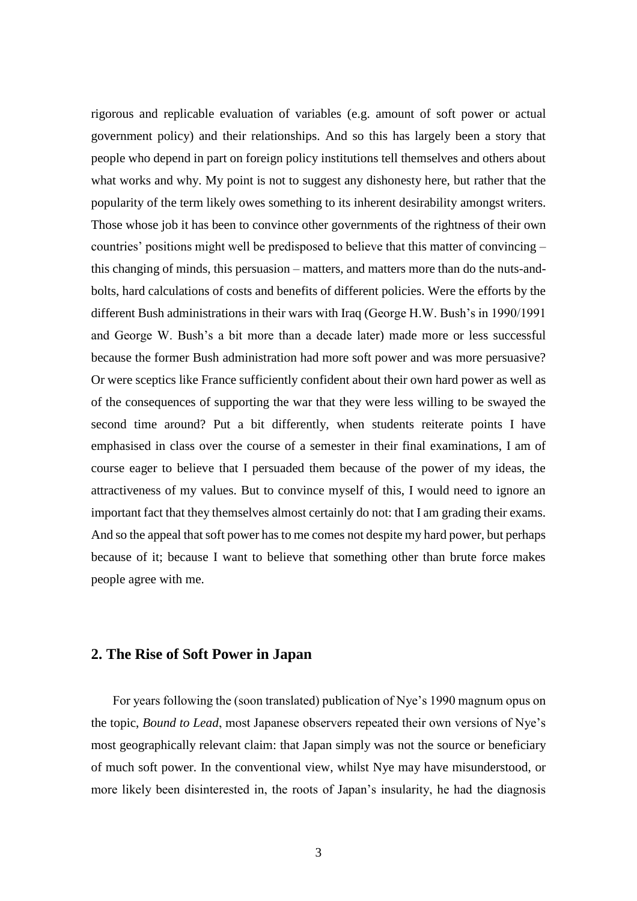rigorous and replicable evaluation of variables (e.g. amount of soft power or actual government policy) and their relationships. And so this has largely been a story that people who depend in part on foreign policy institutions tell themselves and others about what works and why. My point is not to suggest any dishonesty here, but rather that the popularity of the term likely owes something to its inherent desirability amongst writers. Those whose job it has been to convince other governments of the rightness of their own countries' positions might well be predisposed to believe that this matter of convincing – this changing of minds, this persuasion – matters, and matters more than do the nuts-and-bolts, hard calculations of costs and benefits of different policies. Were the efforts by the different Bush administrations in their wars with Iraq (George H.W. Bush's in 1990/1991 and George W. Bush's a bit more than a decade later) made more or less successful because the former Bush administration had more soft power and was more persuasive? Or were sceptics like France sufficiently confident about their own hard power as well as of the consequences of supporting the war that they were less willing to be swayed the second time around? Put a bit differently, when students reiterate points I have emphasised in class over the course of a semester in their final examinations, I am of course eager to believe that I persuaded them because of the power of my ideas, the attractiveness of my values. But to convince myself of this, I would need to ignore an important fact that they themselves almost certainly do not: that I am grading their exams. And so the appeal that soft power has to me comes not despite my hard power, but perhaps because of it; because I want to believe that something other than brute force makes people agree with me.

## 2. The Rise of Soft Power in Japan

For years following the (soon translated) publication of Nye's 1990 magnum opus on the topic, *Bound to Lead*, most Japanese observers repeated their own versions of Nye's most geographically relevant claim: that Japan simply was not the source or beneficiary of much soft power. In the conventional view, whilst Nye may have misunderstood, or more likely been disinterested in, the roots of Japan's insularity, he had the diagnosis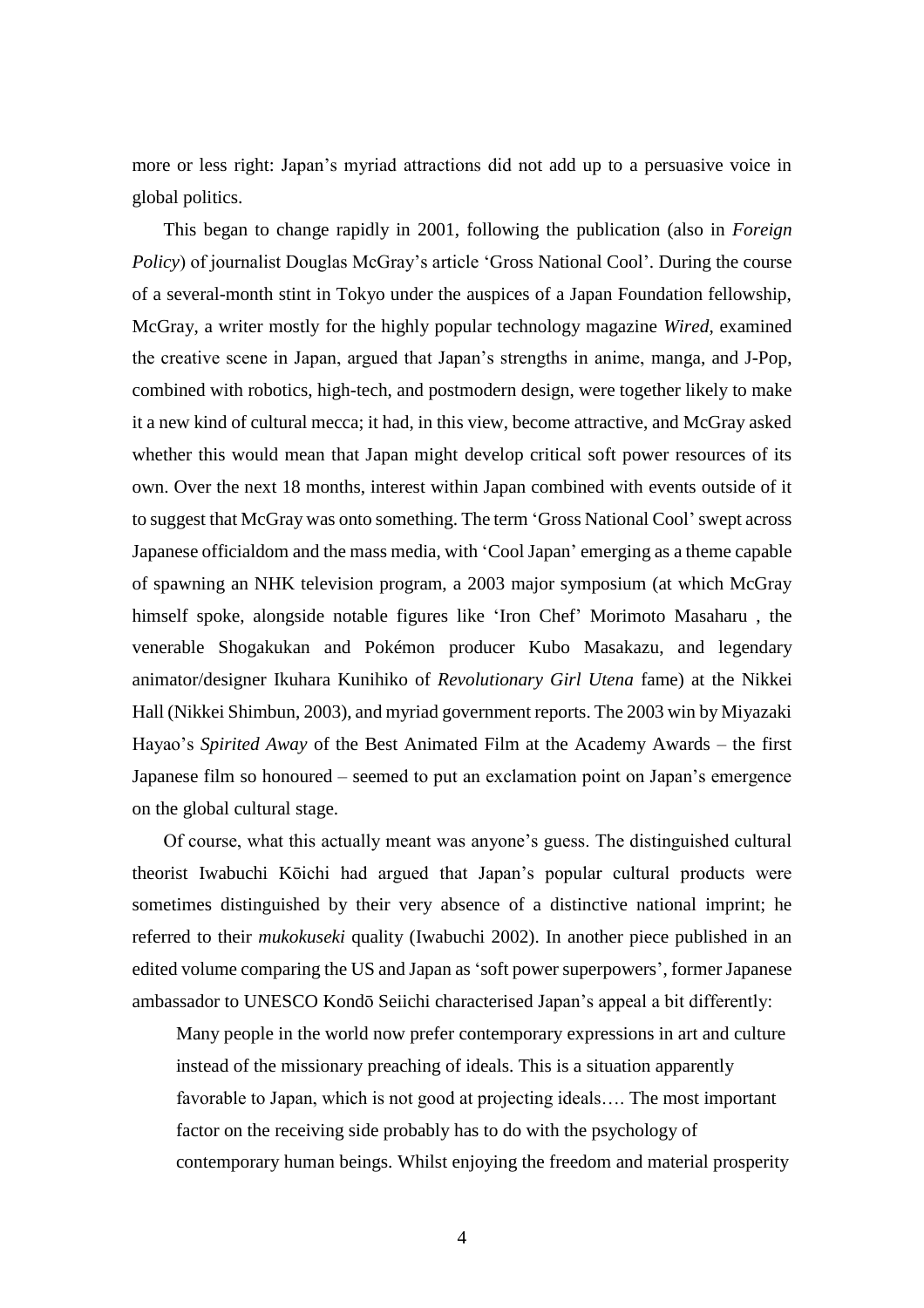more or less right: Japan's myriad attractions did not add up to a persuasive voice in global politics.

This began to change rapidly in 2001, following the publication (also in *Foreign Policy*) of journalist Douglas McGray's article 'Gross National Cool'. During the course of a several-month stint in Tokyo under the auspices of a Japan Foundation fellowship, McGray, a writer mostly for the highly popular technology magazine *Wired*, examined the creative scene in Japan, argued that Japan's strengths in anime, manga, and J-Pop, combined with robotics, high-tech, and postmodern design, were together likely to make it a new kind of cultural mecca; it had, in this view, become attractive, and McGray asked whether this would mean that Japan might develop critical soft power resources of its own. Over the next 18 months, interest within Japan combined with events outside of it to suggest that McGray was onto something. The term 'Gross National Cool' swept across Japanese officialdom and the mass media, with 'Cool Japan' emerging as a theme capable of spawning an NHK television program, a 2003 major symposium (at which McGray himself spoke, alongside notable figures like 'Iron Chef' Morimoto Masaharu , the venerable Shogakukan and Pokémon producer Kubo Masakazu, and legendary animator/designer Ikuhara Kunihiko of *Revolutionary Girl Utena* fame) at the Nikkei Hall (Nikkei Shimbun, 2003), and myriad government reports. The 2003 win by Miyazaki Hayao's *Spirited Away* of the Best Animated Film at the Academy Awards – the first Japanese film so honoured – seemed to put an exclamation point on Japan's emergence on the global cultural stage.

Of course, what this actually meant was anyone's guess. The distinguished cultural theorist Iwabuchi Kōichi had argued that Japan's popular cultural products were sometimes distinguished by their very absence of a distinctive national imprint; he referred to their *mukokuseki* quality (Iwabuchi 2002). In another piece published in an edited volume comparing the US and Japan as 'soft power superpowers', former Japanese ambassador to UNESCO Kondō Seiichi characterised Japan's appeal a bit differently:

> Many people in the world now prefer contemporary expressions in art and culture instead of the missionary preaching of ideals. This is a situation apparently favorable to Japan, which is not good at projecting ideals…. The most important factor on the receiving side probably has to do with the psychology of contemporary human beings. Whilst enjoying the freedom and material prosperity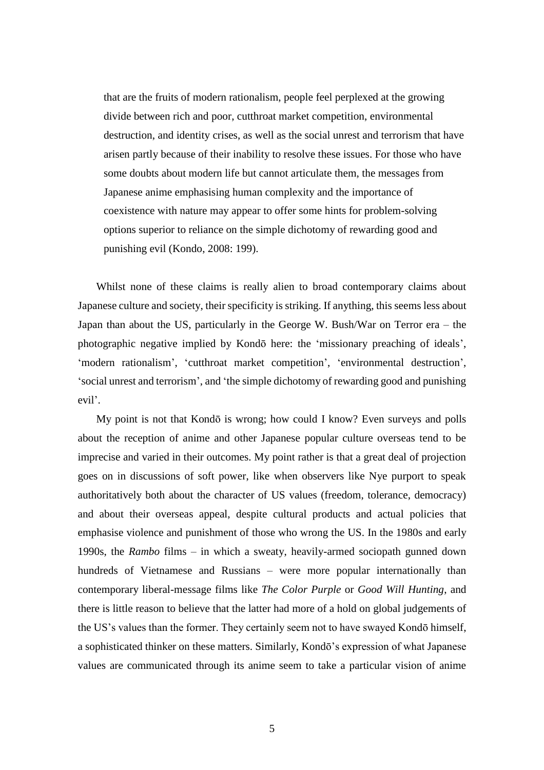> that are the fruits of modern rationalism, people feel perplexed at the growing divide between rich and poor, cutthroat market competition, environmental destruction, and identity crises, as well as the social unrest and terrorism that have arisen partly because of their inability to resolve these issues. For those who have some doubts about modern life but cannot articulate them, the messages from Japanese anime emphasising human complexity and the importance of coexistence with nature may appear to offer some hints for problem-solving options superior to reliance on the simple dichotomy of rewarding good and punishing evil (Kondo, 2008: 199).

Whilst none of these claims is really alien to broad contemporary claims about Japanese culture and society, their specificity is striking. If anything, this seems less about Japan than about the US, particularly in the George W. Bush/War on Terror era – the photographic negative implied by Kondō here: the 'missionary preaching of ideals', 'modern rationalism', 'cutthroat market competition', 'environmental destruction', 'social unrest and terrorism', and 'the simple dichotomy of rewarding good and punishing evil'.

My point is not that Kondō is wrong; how could I know? Even surveys and polls about the reception of anime and other Japanese popular culture overseas tend to be imprecise and varied in their outcomes. My point rather is that a great deal of projection goes on in discussions of soft power, like when observers like Nye purport to speak authoritatively both about the character of US values (freedom, tolerance, democracy) and about their overseas appeal, despite cultural products and actual policies that emphasise violence and punishment of those who wrong the US. In the 1980s and early 1990s, the *Rambo* films – in which a sweaty, heavily-armed sociopath gunned down hundreds of Vietnamese and Russians – were more popular internationally than contemporary liberal-message films like *The Color Purple* or *Good Will Hunting*, and there is little reason to believe that the latter had more of a hold on global judgements of the US's values than the former. They certainly seem not to have swayed Kondō himself, a sophisticated thinker on these matters. Similarly, Kondō's expression of what Japanese values are communicated through its anime seem to take a particular vision of anime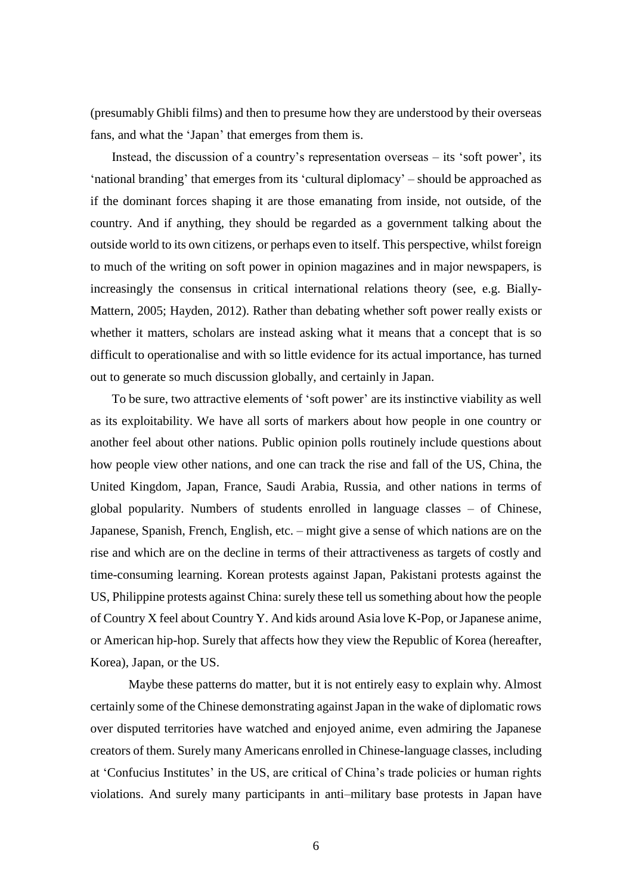(presumably Ghibli films) and then to presume how they are understood by their overseas fans, and what the 'Japan' that emerges from them is.

Instead, the discussion of a country's representation overseas – its 'soft power', its 'national branding' that emerges from its 'cultural diplomacy' – should be approached as if the dominant forces shaping it are those emanating from inside, not outside, of the country. And if anything, they should be regarded as a government talking about the outside world to its own citizens, or perhaps even to itself. This perspective, whilst foreign to much of the writing on soft power in opinion magazines and in major newspapers, is increasingly the consensus in critical international relations theory (see, e.g. Bially-Mattern, 2005; Hayden, 2012). Rather than debating whether soft power really exists or whether it matters, scholars are instead asking what it means that a concept that is so difficult to operationalise and with so little evidence for its actual importance, has turned out to generate so much discussion globally, and certainly in Japan.

To be sure, two attractive elements of 'soft power' are its instinctive viability as well as its exploitability. We have all sorts of markers about how people in one country or another feel about other nations. Public opinion polls routinely include questions about how people view other nations, and one can track the rise and fall of the US, China, the United Kingdom, Japan, France, Saudi Arabia, Russia, and other nations in terms of global popularity. Numbers of students enrolled in language classes – of Chinese, Japanese, Spanish, French, English, etc. – might give a sense of which nations are on the rise and which are on the decline in terms of their attractiveness as targets of costly and time-consuming learning. Korean protests against Japan, Pakistani protests against the US, Philippine protests against China: surely these tell us something about how the people of Country X feel about Country Y. And kids around Asia love K-Pop, or Japanese anime, or American hip-hop. Surely that affects how they view the Republic of Korea (hereafter, Korea), Japan, or the US.

Maybe these patterns do matter, but it is not entirely easy to explain why. Almost certainly some of the Chinese demonstrating against Japan in the wake of diplomatic rows over disputed territories have watched and enjoyed anime, even admiring the Japanese creators of them. Surely many Americans enrolled in Chinese-language classes, including at 'Confucius Institutes' in the US, are critical of China's trade policies or human rights violations. And surely many participants in anti–military base protests in Japan have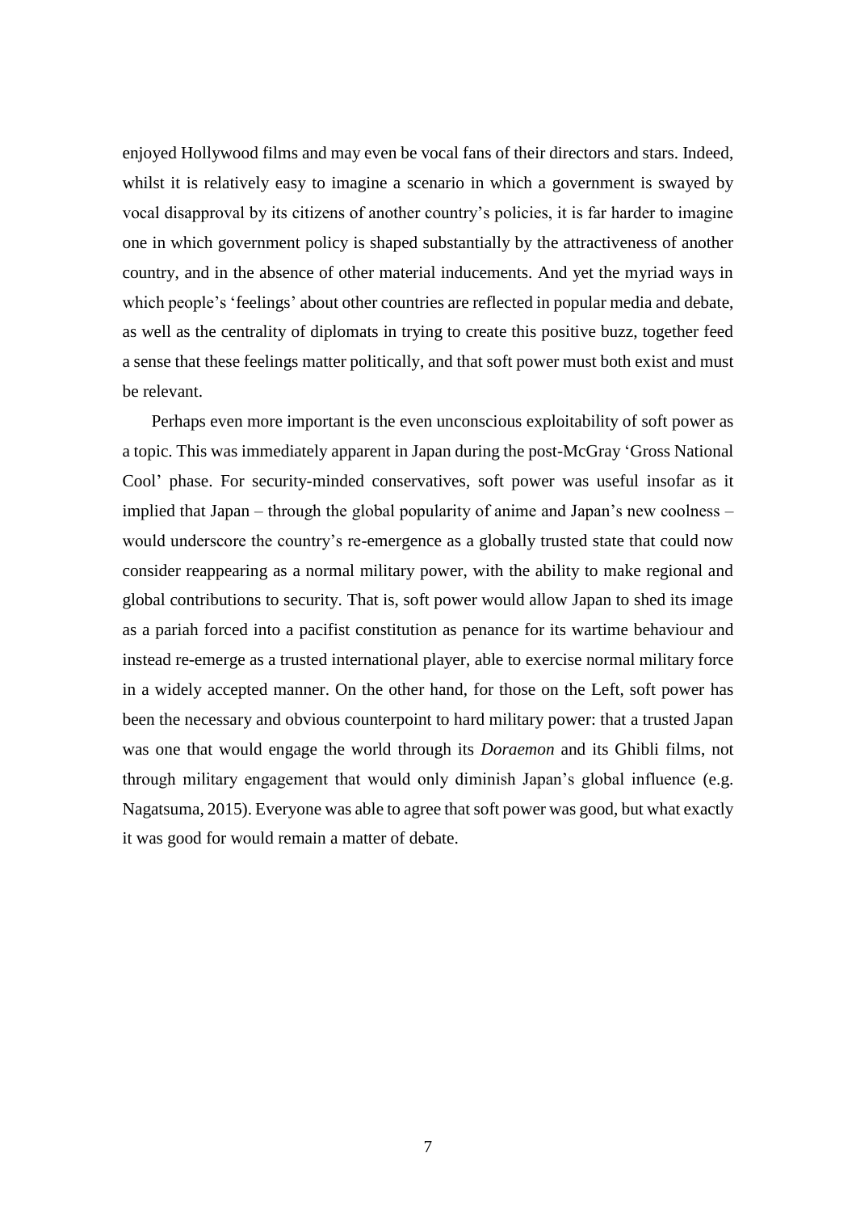enjoyed Hollywood films and may even be vocal fans of their directors and stars. Indeed, whilst it is relatively easy to imagine a scenario in which a government is swayed by vocal disapproval by its citizens of another country's policies, it is far harder to imagine one in which government policy is shaped substantially by the attractiveness of another country, and in the absence of other material inducements. And yet the myriad ways in which people's 'feelings' about other countries are reflected in popular media and debate, as well as the centrality of diplomats in trying to create this positive buzz, together feed a sense that these feelings matter politically, and that soft power must both exist and must be relevant.

Perhaps even more important is the even unconscious exploitability of soft power as a topic. This was immediately apparent in Japan during the post-McGray 'Gross National Cool' phase. For security-minded conservatives, soft power was useful insofar as it implied that Japan – through the global popularity of anime and Japan's new coolness – would underscore the country's re-emergence as a globally trusted state that could now consider reappearing as a normal military power, with the ability to make regional and global contributions to security. That is, soft power would allow Japan to shed its image as a pariah forced into a pacifist constitution as penance for its wartime behaviour and instead re-emerge as a trusted international player, able to exercise normal military force in a widely accepted manner. On the other hand, for those on the Left, soft power has been the necessary and obvious counterpoint to hard military power: that a trusted Japan was one that would engage the world through its *Doraemon* and its Ghibli films, not through military engagement that would only diminish Japan's global influence (e.g. Nagatsuma, 2015). Everyone was able to agree that soft power was good, but what exactly it was good for would remain a matter of debate.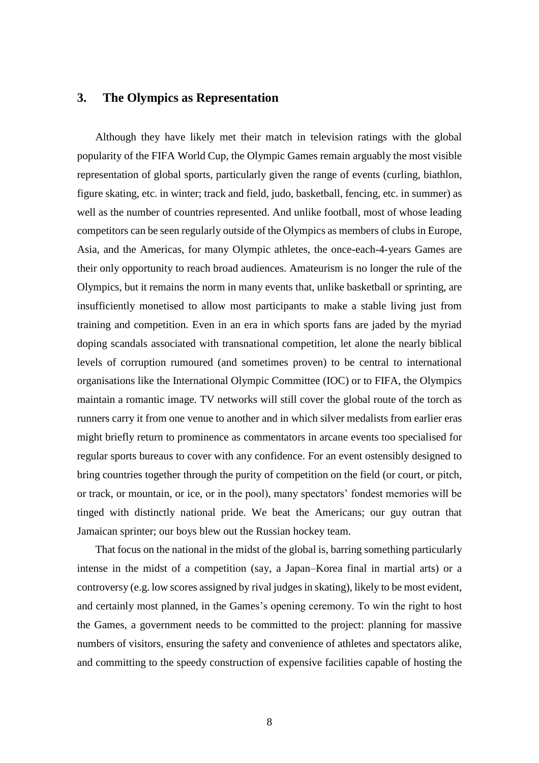## 3. The Olympics as Representation

Although they have likely met their match in television ratings with the global popularity of the FIFA World Cup, the Olympic Games remain arguably the most visible representation of global sports, particularly given the range of events (curling, biathlon, figure skating, etc. in winter; track and field, judo, basketball, fencing, etc. in summer) as well as the number of countries represented. And unlike football, most of whose leading competitors can be seen regularly outside of the Olympics as members of clubs in Europe, Asia, and the Americas, for many Olympic athletes, the once-each-4-years Games are their only opportunity to reach broad audiences. Amateurism is no longer the rule of the Olympics, but it remains the norm in many events that, unlike basketball or sprinting, are insufficiently monetised to allow most participants to make a stable living just from training and competition. Even in an era in which sports fans are jaded by the myriad doping scandals associated with transnational competition, let alone the nearly biblical levels of corruption rumoured (and sometimes proven) to be central to international organisations like the International Olympic Committee (IOC) or to FIFA, the Olympics maintain a romantic image. TV networks will still cover the global route of the torch as runners carry it from one venue to another and in which silver medalists from earlier eras might briefly return to prominence as commentators in arcane events too specialised for regular sports bureaus to cover with any confidence. For an event ostensibly designed to bring countries together through the purity of competition on the field (or court, or pitch, or track, or mountain, or ice, or in the pool), many spectators' fondest memories will be tinged with distinctly national pride. We beat the Americans; our guy outran that Jamaican sprinter; our boys blew out the Russian hockey team.

That focus on the national in the midst of the global is, barring something particularly intense in the midst of a competition (say, a Japan–Korea final in martial arts) or a controversy (e.g. low scores assigned by rival judges in skating), likely to be most evident, and certainly most planned, in the Games's opening ceremony. To win the right to host the Games, a government needs to be committed to the project: planning for massive numbers of visitors, ensuring the safety and convenience of athletes and spectators alike, and committing to the speedy construction of expensive facilities capable of hosting the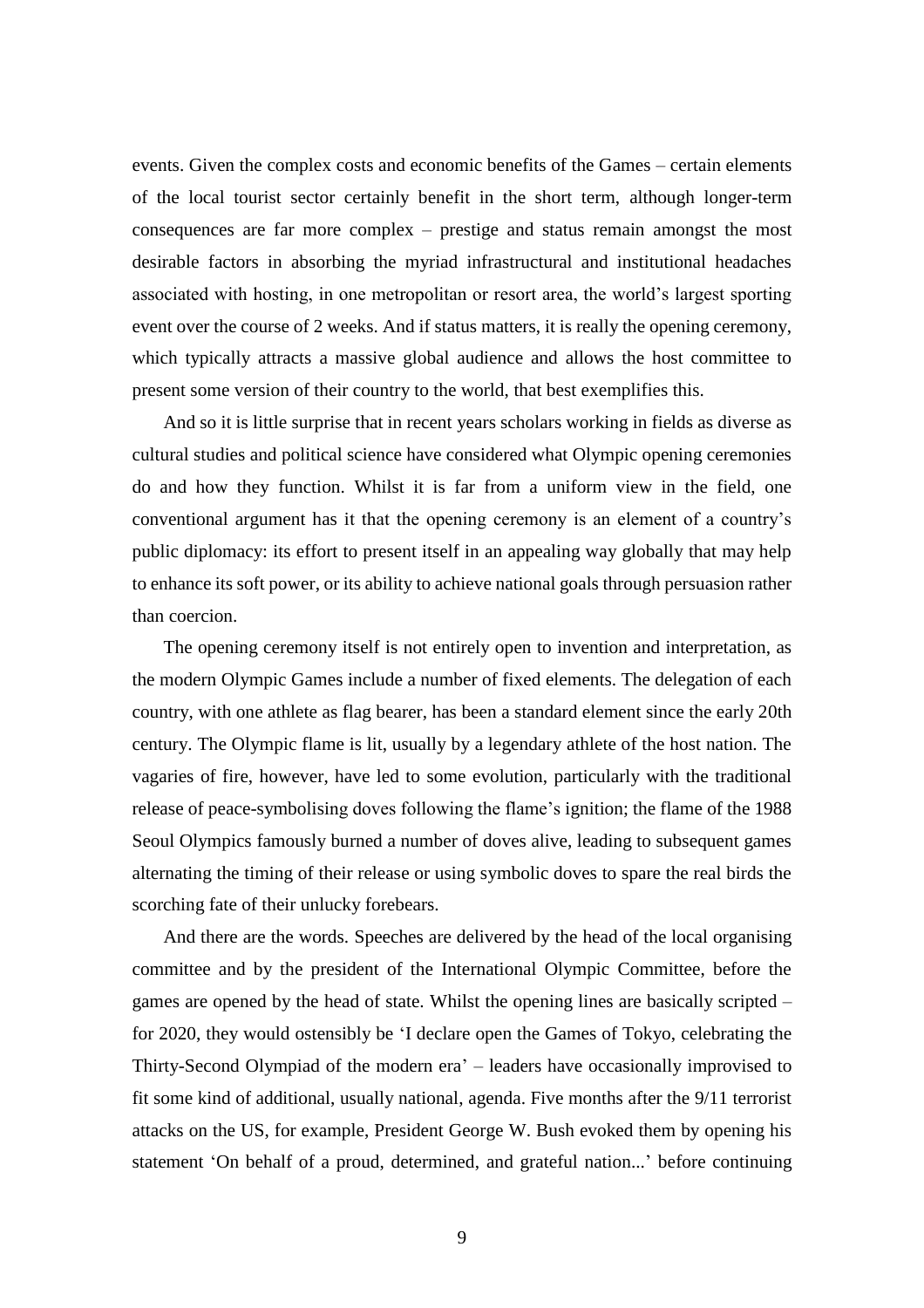events. Given the complex costs and economic benefits of the Games – certain elements of the local tourist sector certainly benefit in the short term, although longer-term consequences are far more complex – prestige and status remain amongst the most desirable factors in absorbing the myriad infrastructural and institutional headaches associated with hosting, in one metropolitan or resort area, the world's largest sporting event over the course of 2 weeks. And if status matters, it is really the opening ceremony, which typically attracts a massive global audience and allows the host committee to present some version of their country to the world, that best exemplifies this.

And so it is little surprise that in recent years scholars working in fields as diverse as cultural studies and political science have considered what Olympic opening ceremonies do and how they function. Whilst it is far from a uniform view in the field, one conventional argument has it that the opening ceremony is an element of a country's public diplomacy: its effort to present itself in an appealing way globally that may help to enhance its soft power, or its ability to achieve national goals through persuasion rather than coercion.

The opening ceremony itself is not entirely open to invention and interpretation, as the modern Olympic Games include a number of fixed elements. The delegation of each country, with one athlete as flag bearer, has been a standard element since the early 20th century. The Olympic flame is lit, usually by a legendary athlete of the host nation. The vagaries of fire, however, have led to some evolution, particularly with the traditional release of peace-symbolising doves following the flame's ignition; the flame of the 1988 Seoul Olympics famously burned a number of doves alive, leading to subsequent games alternating the timing of their release or using symbolic doves to spare the real birds the scorching fate of their unlucky forebears.

And there are the words. Speeches are delivered by the head of the local organising committee and by the president of the International Olympic Committee, before the games are opened by the head of state. Whilst the opening lines are basically scripted – for 2020, they would ostensibly be 'I declare open the Games of Tokyo, celebrating the Thirty-Second Olympiad of the modern era' – leaders have occasionally improvised to fit some kind of additional, usually national, agenda. Five months after the 9/11 terrorist attacks on the US, for example, President George W. Bush evoked them by opening his statement 'On behalf of a proud, determined, and grateful nation...' before continuing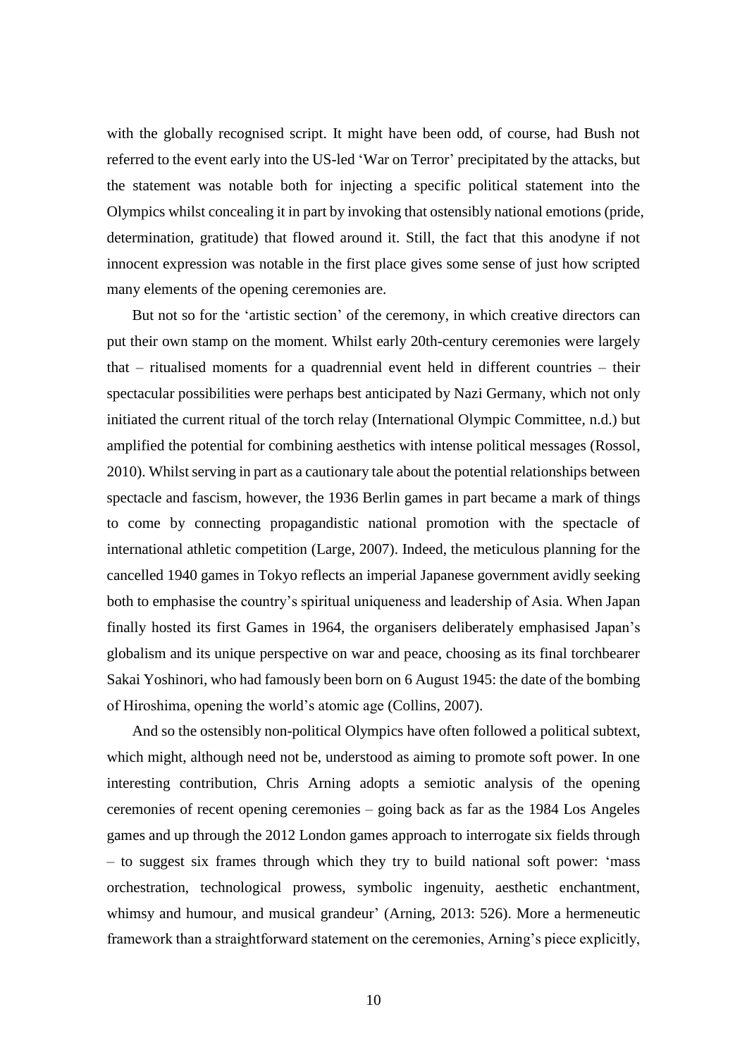with the globally recognised script. It might have been odd, of course, had Bush not referred to the event early into the US-led 'War on Terror' precipitated by the attacks, but the statement was notable both for injecting a specific political statement into the Olympics whilst concealing it in part by invoking that ostensibly national emotions (pride, determination, gratitude) that flowed around it. Still, the fact that this anodyne if not innocent expression was notable in the first place gives some sense of just how scripted many elements of the opening ceremonies are.

But not so for the 'artistic section' of the ceremony, in which creative directors can put their own stamp on the moment. Whilst early 20th-century ceremonies were largely that – ritualised moments for a quadrennial event held in different countries – their spectacular possibilities were perhaps best anticipated by Nazi Germany, which not only initiated the current ritual of the torch relay (International Olympic Committee, n.d.) but amplified the potential for combining aesthetics with intense political messages (Rossol, 2010). Whilst serving in part as a cautionary tale about the potential relationships between spectacle and fascism, however, the 1936 Berlin games in part became a mark of things to come by connecting propagandistic national promotion with the spectacle of international athletic competition (Large, 2007). Indeed, the meticulous planning for the cancelled 1940 games in Tokyo reflects an imperial Japanese government avidly seeking both to emphasise the country's spiritual uniqueness and leadership of Asia. When Japan finally hosted its first Games in 1964, the organisers deliberately emphasised Japan's globalism and its unique perspective on war and peace, choosing as its final torchbearer Sakai Yoshinori, who had famously been born on 6 August 1945: the date of the bombing of Hiroshima, opening the world's atomic age (Collins, 2007).

And so the ostensibly non-political Olympics have often followed a political subtext, which might, although need not be, understood as aiming to promote soft power. In one interesting contribution, Chris Arning adopts a semiotic analysis of the opening ceremonies of recent opening ceremonies – going back as far as the 1984 Los Angeles games and up through the 2012 London games approach to interrogate six fields through – to suggest six frames through which they try to build national soft power: 'mass orchestration, technological prowess, symbolic ingenuity, aesthetic enchantment, whimsy and humour, and musical grandeur' (Arning, 2013: 526). More a hermeneutic framework than a straightforward statement on the ceremonies, Arning's piece explicitly,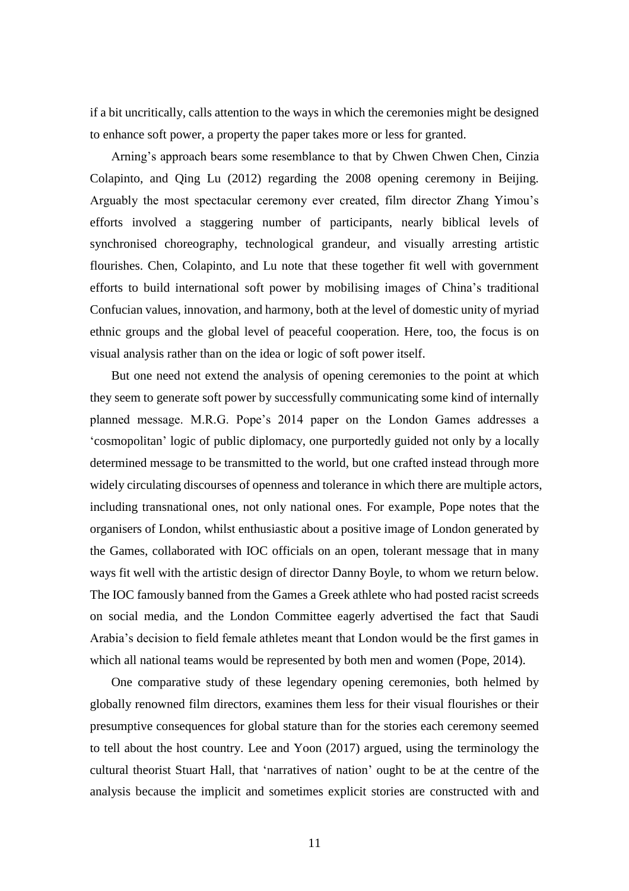if a bit uncritically, calls attention to the ways in which the ceremonies might be designed to enhance soft power, a property the paper takes more or less for granted.

Arning's approach bears some resemblance to that by Chwen Chwen Chen, Cinzia Colapinto, and Qing Lu (2012) regarding the 2008 opening ceremony in Beijing. Arguably the most spectacular ceremony ever created, film director Zhang Yimou's efforts involved a staggering number of participants, nearly biblical levels of synchronised choreography, technological grandeur, and visually arresting artistic flourishes. Chen, Colapinto, and Lu note that these together fit well with government efforts to build international soft power by mobilising images of China's traditional Confucian values, innovation, and harmony, both at the level of domestic unity of myriad ethnic groups and the global level of peaceful cooperation. Here, too, the focus is on visual analysis rather than on the idea or logic of soft power itself.

But one need not extend the analysis of opening ceremonies to the point at which they seem to generate soft power by successfully communicating some kind of internally planned message. M.R.G. Pope's 2014 paper on the London Games addresses a 'cosmopolitan' logic of public diplomacy, one purportedly guided not only by a locally determined message to be transmitted to the world, but one crafted instead through more widely circulating discourses of openness and tolerance in which there are multiple actors, including transnational ones, not only national ones. For example, Pope notes that the organisers of London, whilst enthusiastic about a positive image of London generated by the Games, collaborated with IOC officials on an open, tolerant message that in many ways fit well with the artistic design of director Danny Boyle, to whom we return below. The IOC famously banned from the Games a Greek athlete who had posted racist screeds on social media, and the London Committee eagerly advertised the fact that Saudi Arabia's decision to field female athletes meant that London would be the first games in which all national teams would be represented by both men and women (Pope, 2014).

One comparative study of these legendary opening ceremonies, both helmed by globally renowned film directors, examines them less for their visual flourishes or their presumptive consequences for global stature than for the stories each ceremony seemed to tell about the host country. Lee and Yoon (2017) argued, using the terminology the cultural theorist Stuart Hall, that 'narratives of nation' ought to be at the centre of the analysis because the implicit and sometimes explicit stories are constructed with and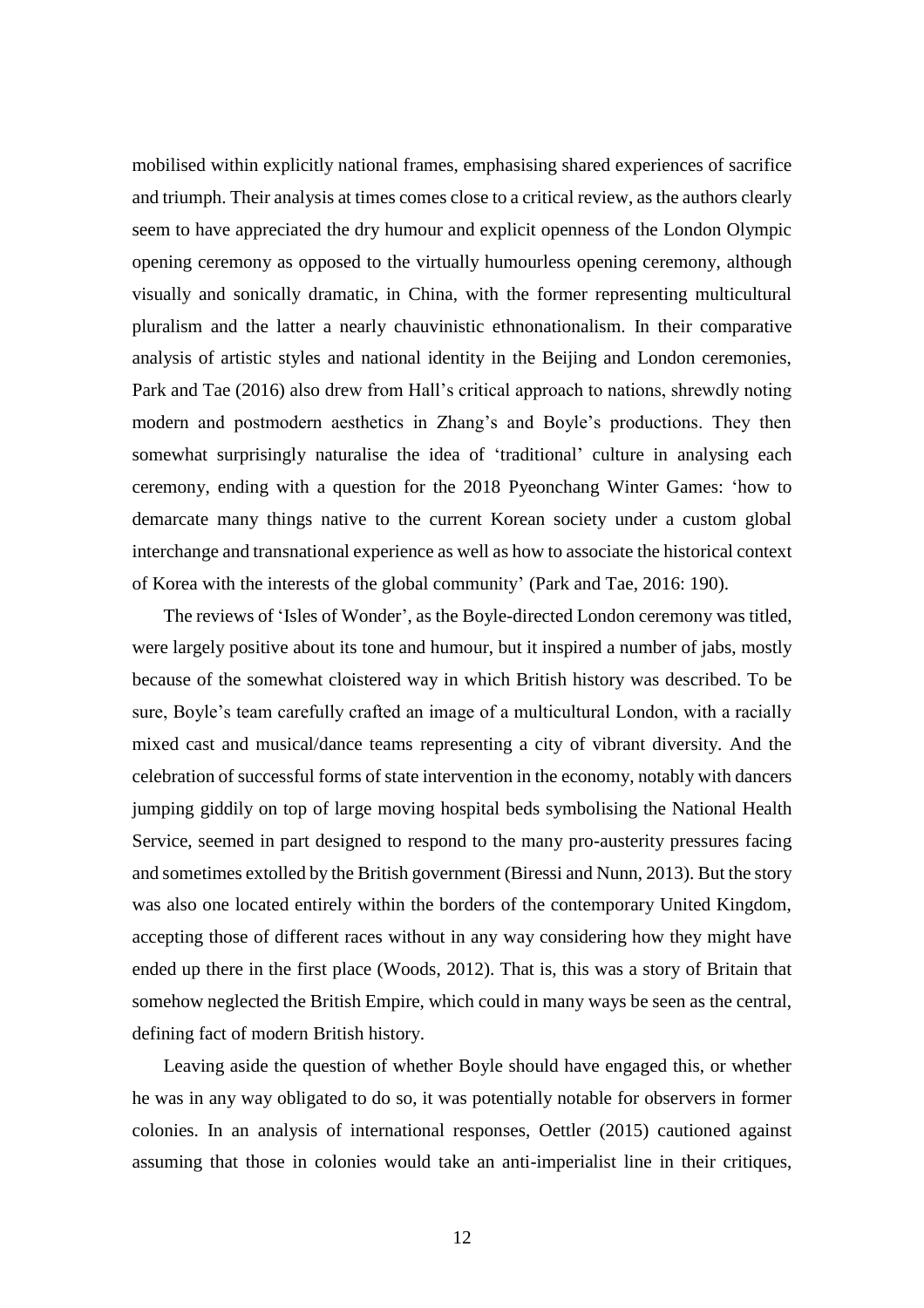mobilised within explicitly national frames, emphasising shared experiences of sacrifice and triumph. Their analysis at times comes close to a critical review, as the authors clearly seem to have appreciated the dry humour and explicit openness of the London Olympic opening ceremony as opposed to the virtually humourless opening ceremony, although visually and sonically dramatic, in China, with the former representing multicultural pluralism and the latter a nearly chauvinistic ethnonationalism. In their comparative analysis of artistic styles and national identity in the Beijing and London ceremonies, Park and Tae (2016) also drew from Hall's critical approach to nations, shrewdly noting modern and postmodern aesthetics in Zhang's and Boyle's productions. They then somewhat surprisingly naturalise the idea of 'traditional' culture in analysing each ceremony, ending with a question for the 2018 Pyeonchang Winter Games: 'how to demarcate many things native to the current Korean society under a custom global interchange and transnational experience as well as how to associate the historical context of Korea with the interests of the global community' (Park and Tae, 2016: 190).

The reviews of 'Isles of Wonder', as the Boyle-directed London ceremony was titled, were largely positive about its tone and humour, but it inspired a number of jabs, mostly because of the somewhat cloistered way in which British history was described. To be sure, Boyle's team carefully crafted an image of a multicultural London, with a racially mixed cast and musical/dance teams representing a city of vibrant diversity. And the celebration of successful forms of state intervention in the economy, notably with dancers jumping giddily on top of large moving hospital beds symbolising the National Health Service, seemed in part designed to respond to the many pro-austerity pressures facing and sometimes extolled by the British government (Biressi and Nunn, 2013). But the story was also one located entirely within the borders of the contemporary United Kingdom, accepting those of different races without in any way considering how they might have ended up there in the first place (Woods, 2012). That is, this was a story of Britain that somehow neglected the British Empire, which could in many ways be seen as the central, defining fact of modern British history.

Leaving aside the question of whether Boyle should have engaged this, or whether he was in any way obligated to do so, it was potentially notable for observers in former colonies. In an analysis of international responses, Oettler (2015) cautioned against assuming that those in colonies would take an anti-imperialist line in their critiques,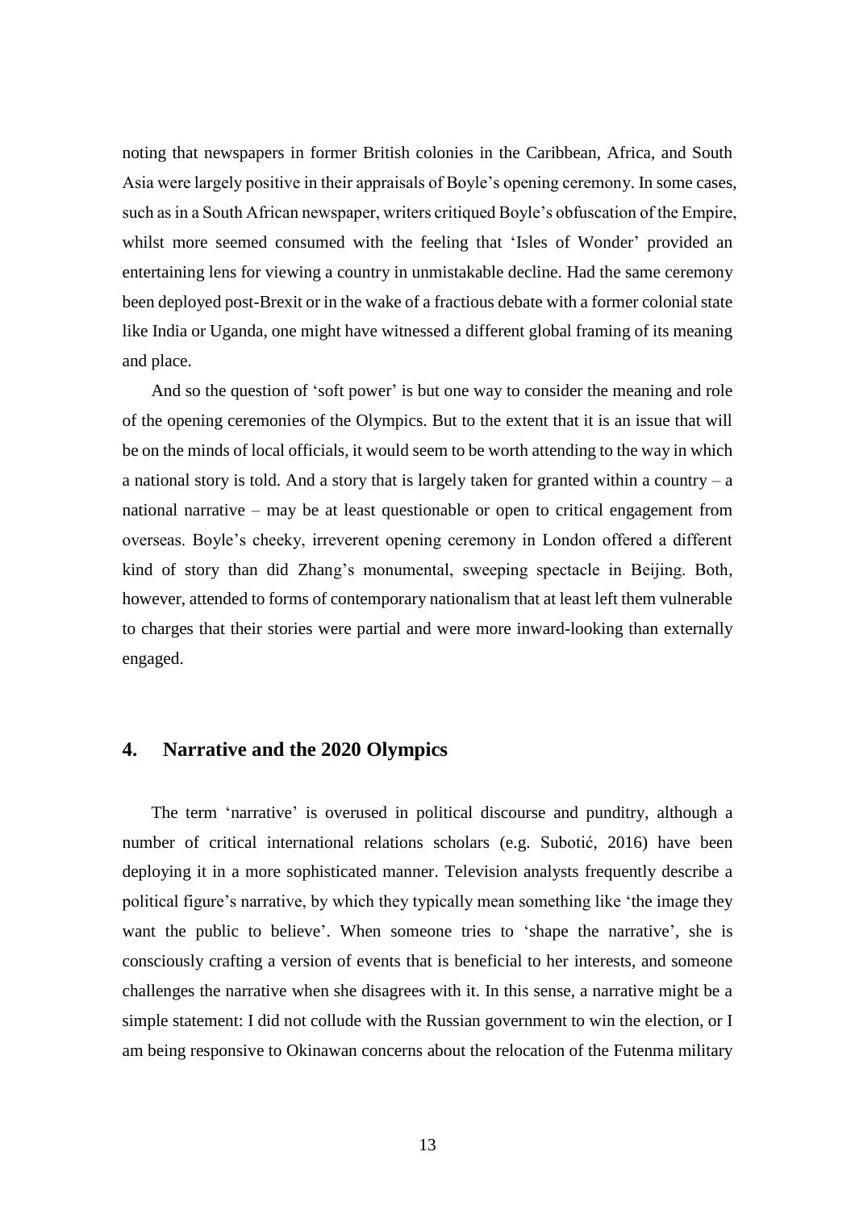noting that newspapers in former British colonies in the Caribbean, Africa, and South Asia were largely positive in their appraisals of Boyle's opening ceremony. In some cases, such as in a South African newspaper, writers critiqued Boyle's obfuscation of the Empire, whilst more seemed consumed with the feeling that 'Isles of Wonder' provided an entertaining lens for viewing a country in unmistakable decline. Had the same ceremony been deployed post-Brexit or in the wake of a fractious debate with a former colonial state like India or Uganda, one might have witnessed a different global framing of its meaning and place.

And so the question of 'soft power' is but one way to consider the meaning and role of the opening ceremonies of the Olympics. But to the extent that it is an issue that will be on the minds of local officials, it would seem to be worth attending to the way in which a national story is told. And a story that is largely taken for granted within a country – a national narrative – may be at least questionable or open to critical engagement from overseas. Boyle's cheeky, irreverent opening ceremony in London offered a different kind of story than did Zhang's monumental, sweeping spectacle in Beijing. Both, however, attended to forms of contemporary nationalism that at least left them vulnerable to charges that their stories were partial and were more inward-looking than externally engaged.

## 4. Narrative and the 2020 Olympics

The term 'narrative' is overused in political discourse and punditry, although a number of critical international relations scholars (e.g. Subotić, 2016) have been deploying it in a more sophisticated manner. Television analysts frequently describe a political figure's narrative, by which they typically mean something like 'the image they want the public to believe'. When someone tries to 'shape the narrative', she is consciously crafting a version of events that is beneficial to her interests, and someone challenges the narrative when she disagrees with it. In this sense, a narrative might be a simple statement: I did not collude with the Russian government to win the election, or I am being responsive to Okinawan concerns about the relocation of the Futenma military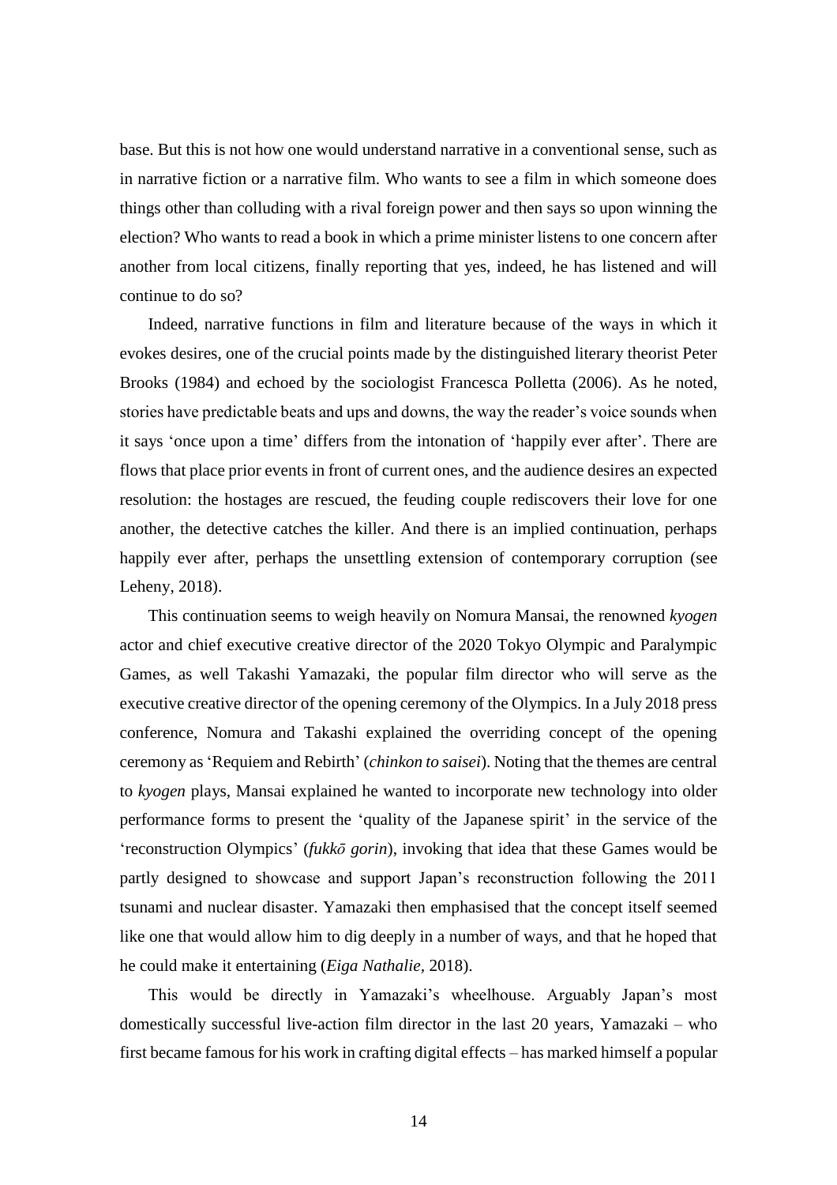base. But this is not how one would understand narrative in a conventional sense, such as in narrative fiction or a narrative film. Who wants to see a film in which someone does things other than colluding with a rival foreign power and then says so upon winning the election? Who wants to read a book in which a prime minister listens to one concern after another from local citizens, finally reporting that yes, indeed, he has listened and will continue to do so?

Indeed, narrative functions in film and literature because of the ways in which it evokes desires, one of the crucial points made by the distinguished literary theorist Peter Brooks (1984) and echoed by the sociologist Francesca Polletta (2006). As he noted, stories have predictable beats and ups and downs, the way the reader's voice sounds when it says 'once upon a time' differs from the intonation of 'happily ever after'. There are flows that place prior events in front of current ones, and the audience desires an expected resolution: the hostages are rescued, the feuding couple rediscovers their love for one another, the detective catches the killer. And there is an implied continuation, perhaps happily ever after, perhaps the unsettling extension of contemporary corruption (see Leheny, 2018).

This continuation seems to weigh heavily on Nomura Mansai, the renowned *kyogen* actor and chief executive creative director of the 2020 Tokyo Olympic and Paralympic Games, as well Takashi Yamazaki, the popular film director who will serve as the executive creative director of the opening ceremony of the Olympics. In a July 2018 press conference, Nomura and Takashi explained the overriding concept of the opening ceremony as 'Requiem and Rebirth' (*chinkon to saisei*). Noting that the themes are central to *kyogen* plays, Mansai explained he wanted to incorporate new technology into older performance forms to present the 'quality of the Japanese spirit' in the service of the 'reconstruction Olympics' (*fukkō gorin*), invoking that idea that these Games would be partly designed to showcase and support Japan's reconstruction following the 2011 tsunami and nuclear disaster. Yamazaki then emphasised that the concept itself seemed like one that would allow him to dig deeply in a number of ways, and that he hoped that he could make it entertaining (*Eiga Nathalie*, 2018).

This would be directly in Yamazaki's wheelhouse. Arguably Japan's most domestically successful live-action film director in the last 20 years, Yamazaki – who first became famous for his work in crafting digital effects – has marked himself a popular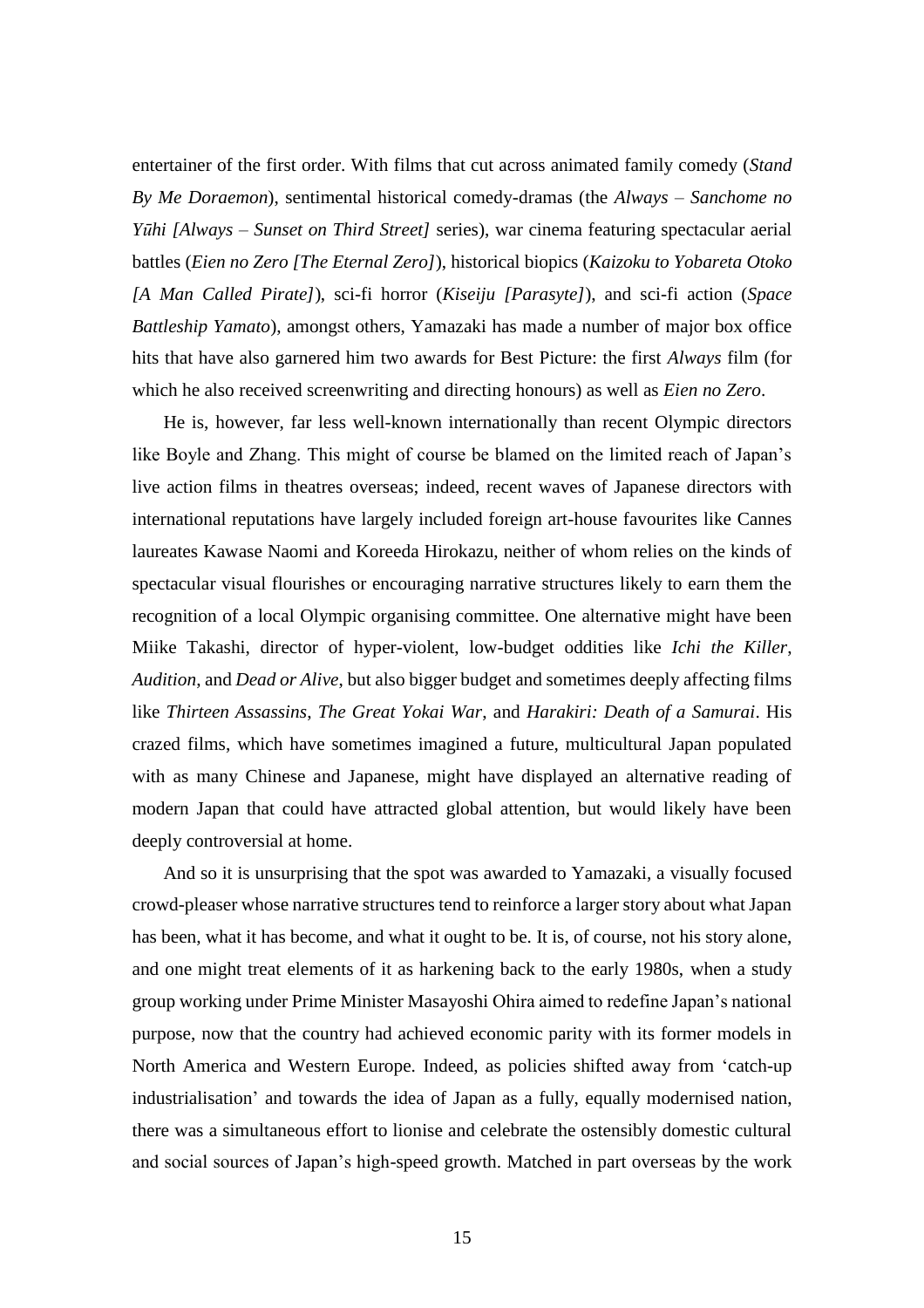entertainer of the first order. With films that cut across animated family comedy (*Stand By Me Doraemon*), sentimental historical comedy-dramas (the *Always – Sanchome no Yūhi [Always – Sunset on Third Street]* series), war cinema featuring spectacular aerial battles (*Eien no Zero [The Eternal Zero]*), historical biopics (*Kaizoku to Yobareta Otoko [A Man Called Pirate]*), sci-fi horror (*Kiseiju [Parasyte]*), and sci-fi action (*Space Battleship Yamato*), amongst others, Yamazaki has made a number of major box office hits that have also garnered him two awards for Best Picture: the first *Always* film (for which he also received screenwriting and directing honours) as well as *Eien no Zero*.

He is, however, far less well-known internationally than recent Olympic directors like Boyle and Zhang. This might of course be blamed on the limited reach of Japan's live action films in theatres overseas; indeed, recent waves of Japanese directors with international reputations have largely included foreign art-house favourites like Cannes laureates Kawase Naomi and Koreeda Hirokazu, neither of whom relies on the kinds of spectacular visual flourishes or encouraging narrative structures likely to earn them the recognition of a local Olympic organising committee. One alternative might have been Miike Takashi, director of hyper-violent, low-budget oddities like *Ichi the Killer*, *Audition*, and *Dead or Alive*, but also bigger budget and sometimes deeply affecting films like *Thirteen Assassins*, *The Great Yokai War*, and *Harakiri: Death of a Samurai*. His crazed films, which have sometimes imagined a future, multicultural Japan populated with as many Chinese and Japanese, might have displayed an alternative reading of modern Japan that could have attracted global attention, but would likely have been deeply controversial at home.

And so it is unsurprising that the spot was awarded to Yamazaki, a visually focused crowd-pleaser whose narrative structures tend to reinforce a larger story about what Japan has been, what it has become, and what it ought to be. It is, of course, not his story alone, and one might treat elements of it as harkening back to the early 1980s, when a study group working under Prime Minister Masayoshi Ohira aimed to redefine Japan's national purpose, now that the country had achieved economic parity with its former models in North America and Western Europe. Indeed, as policies shifted away from 'catch-up industrialisation' and towards the idea of Japan as a fully, equally modernised nation, there was a simultaneous effort to lionise and celebrate the ostensibly domestic cultural and social sources of Japan's high-speed growth. Matched in part overseas by the work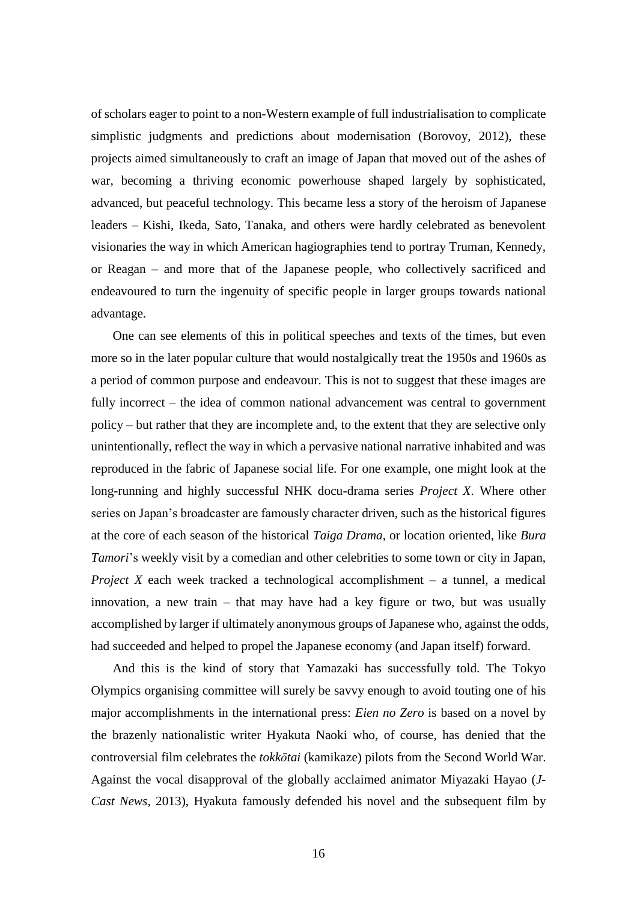of scholars eager to point to a non-Western example of full industrialisation to complicate simplistic judgments and predictions about modernisation (Borovoy, 2012), these projects aimed simultaneously to craft an image of Japan that moved out of the ashes of war, becoming a thriving economic powerhouse shaped largely by sophisticated, advanced, but peaceful technology. This became less a story of the heroism of Japanese leaders – Kishi, Ikeda, Sato, Tanaka, and others were hardly celebrated as benevolent visionaries the way in which American hagiographies tend to portray Truman, Kennedy, or Reagan – and more that of the Japanese people, who collectively sacrificed and endeavoured to turn the ingenuity of specific people in larger groups towards national advantage.

One can see elements of this in political speeches and texts of the times, but even more so in the later popular culture that would nostalgically treat the 1950s and 1960s as a period of common purpose and endeavour. This is not to suggest that these images are fully incorrect – the idea of common national advancement was central to government policy – but rather that they are incomplete and, to the extent that they are selective only unintentionally, reflect the way in which a pervasive national narrative inhabited and was reproduced in the fabric of Japanese social life. For one example, one might look at the long-running and highly successful NHK docu-drama series *Project X*. Where other series on Japan's broadcaster are famously character driven, such as the historical figures at the core of each season of the historical *Taiga Drama*, or location oriented, like *Bura Tamori*'s weekly visit by a comedian and other celebrities to some town or city in Japan, *Project X* each week tracked a technological accomplishment – a tunnel, a medical innovation, a new train – that may have had a key figure or two, but was usually accomplished by larger if ultimately anonymous groups of Japanese who, against the odds, had succeeded and helped to propel the Japanese economy (and Japan itself) forward.

And this is the kind of story that Yamazaki has successfully told. The Tokyo Olympics organising committee will surely be savvy enough to avoid touting one of his major accomplishments in the international press: *Eien no Zero* is based on a novel by the brazenly nationalistic writer Hyakuta Naoki who, of course, has denied that the controversial film celebrates the *tokkōtai* (kamikaze) pilots from the Second World War. Against the vocal disapproval of the globally acclaimed animator Miyazaki Hayao (*J-Cast News*, 2013), Hyakuta famously defended his novel and the subsequent film by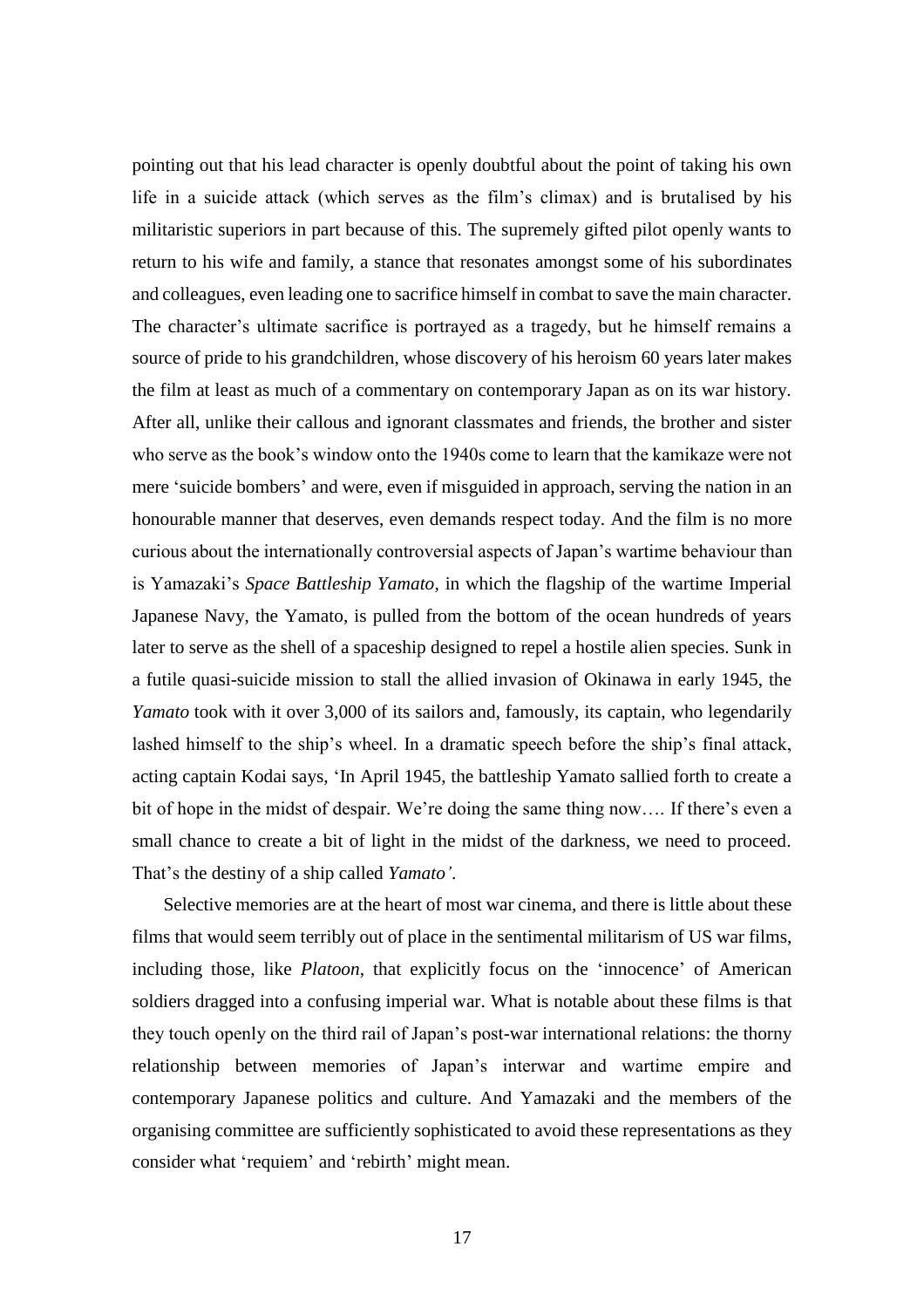pointing out that his lead character is openly doubtful about the point of taking his own life in a suicide attack (which serves as the film's climax) and is brutalised by his militaristic superiors in part because of this. The supremely gifted pilot openly wants to return to his wife and family, a stance that resonates amongst some of his subordinates and colleagues, even leading one to sacrifice himself in combat to save the main character. The character's ultimate sacrifice is portrayed as a tragedy, but he himself remains a source of pride to his grandchildren, whose discovery of his heroism 60 years later makes the film at least as much of a commentary on contemporary Japan as on its war history. After all, unlike their callous and ignorant classmates and friends, the brother and sister who serve as the book's window onto the 1940s come to learn that the kamikaze were not mere 'suicide bombers' and were, even if misguided in approach, serving the nation in an honourable manner that deserves, even demands respect today. And the film is no more curious about the internationally controversial aspects of Japan's wartime behaviour than is Yamazaki's *Space Battleship Yamato*, in which the flagship of the wartime Imperial Japanese Navy, the Yamato, is pulled from the bottom of the ocean hundreds of years later to serve as the shell of a spaceship designed to repel a hostile alien species. Sunk in a futile quasi-suicide mission to stall the allied invasion of Okinawa in early 1945, the *Yamato* took with it over 3,000 of its sailors and, famously, its captain, who legendarily lashed himself to the ship's wheel. In a dramatic speech before the ship's final attack, acting captain Kodai says, 'In April 1945, the battleship Yamato sallied forth to create a bit of hope in the midst of despair. We're doing the same thing now…. If there's even a small chance to create a bit of light in the midst of the darkness, we need to proceed. That's the destiny of a ship called *Yamato'*.

Selective memories are at the heart of most war cinema, and there is little about these films that would seem terribly out of place in the sentimental militarism of US war films, including those, like *Platoon*, that explicitly focus on the 'innocence' of American soldiers dragged into a confusing imperial war. What is notable about these films is that they touch openly on the third rail of Japan's post-war international relations: the thorny relationship between memories of Japan's interwar and wartime empire and contemporary Japanese politics and culture. And Yamazaki and the members of the organising committee are sufficiently sophisticated to avoid these representations as they consider what 'requiem' and 'rebirth' might mean.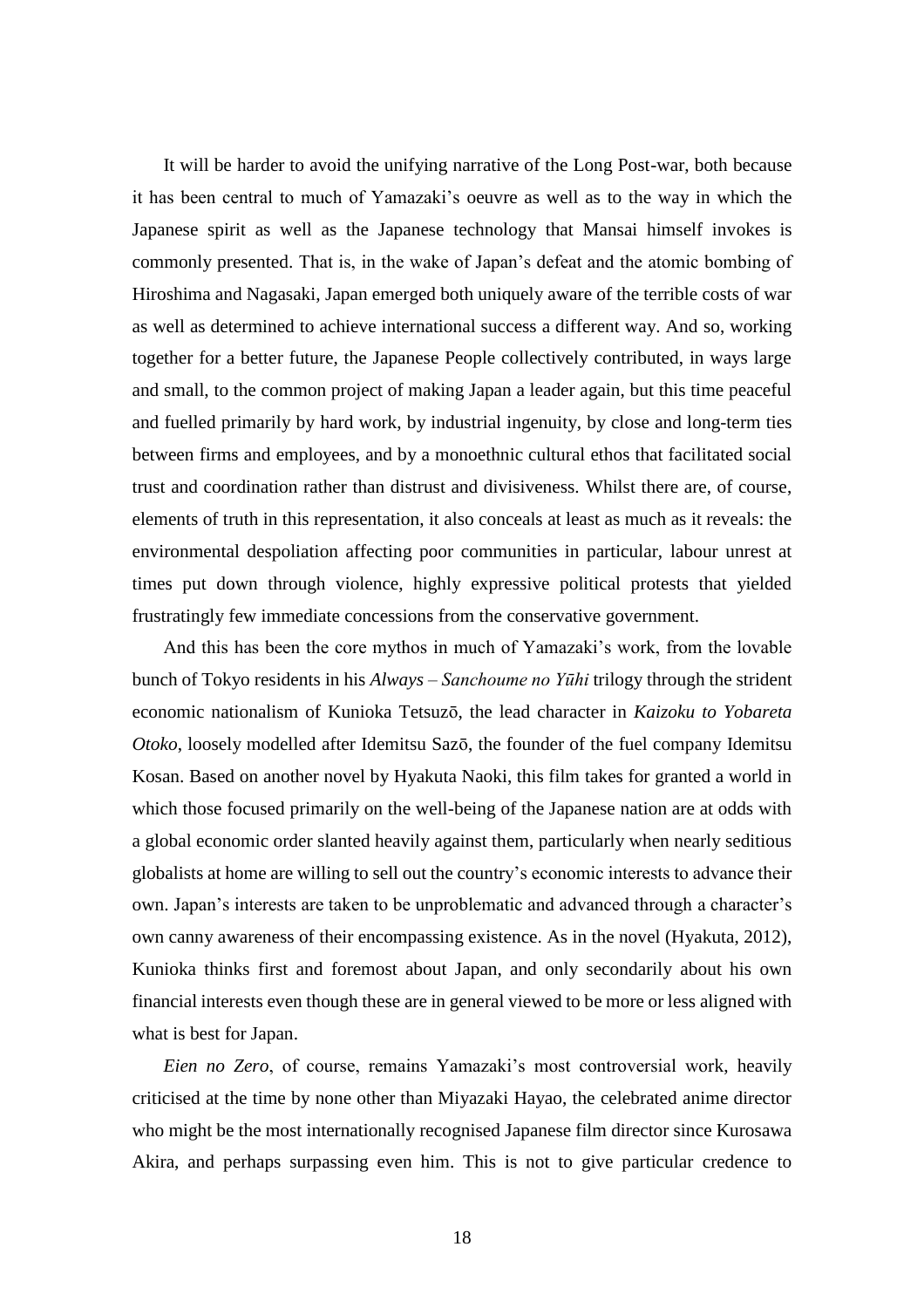It will be harder to avoid the unifying narrative of the Long Post-war, both because it has been central to much of Yamazaki's oeuvre as well as to the way in which the Japanese spirit as well as the Japanese technology that Mansai himself invokes is commonly presented. That is, in the wake of Japan's defeat and the atomic bombing of Hiroshima and Nagasaki, Japan emerged both uniquely aware of the terrible costs of war as well as determined to achieve international success a different way. And so, working together for a better future, the Japanese People collectively contributed, in ways large and small, to the common project of making Japan a leader again, but this time peaceful and fuelled primarily by hard work, by industrial ingenuity, by close and long-term ties between firms and employees, and by a monoethnic cultural ethos that facilitated social trust and coordination rather than distrust and divisiveness. Whilst there are, of course, elements of truth in this representation, it also conceals at least as much as it reveals: the environmental despoliation affecting poor communities in particular, labour unrest at times put down through violence, highly expressive political protests that yielded frustratingly few immediate concessions from the conservative government.

And this has been the core mythos in much of Yamazaki's work, from the lovable bunch of Tokyo residents in his *Always – Sanchoume no Yūhi* trilogy through the strident economic nationalism of Kunioka Tetsuzō, the lead character in *Kaizoku to Yobareta Otoko*, loosely modelled after Idemitsu Sazō, the founder of the fuel company Idemitsu Kosan. Based on another novel by Hyakuta Naoki, this film takes for granted a world in which those focused primarily on the well-being of the Japanese nation are at odds with a global economic order slanted heavily against them, particularly when nearly seditious globalists at home are willing to sell out the country's economic interests to advance their own. Japan's interests are taken to be unproblematic and advanced through a character's own canny awareness of their encompassing existence. As in the novel (Hyakuta, 2012), Kunioka thinks first and foremost about Japan, and only secondarily about his own financial interests even though these are in general viewed to be more or less aligned with what is best for Japan.

*Eien no Zero*, of course, remains Yamazaki's most controversial work, heavily criticised at the time by none other than Miyazaki Hayao, the celebrated anime director who might be the most internationally recognised Japanese film director since Kurosawa Akira, and perhaps surpassing even him. This is not to give particular credence to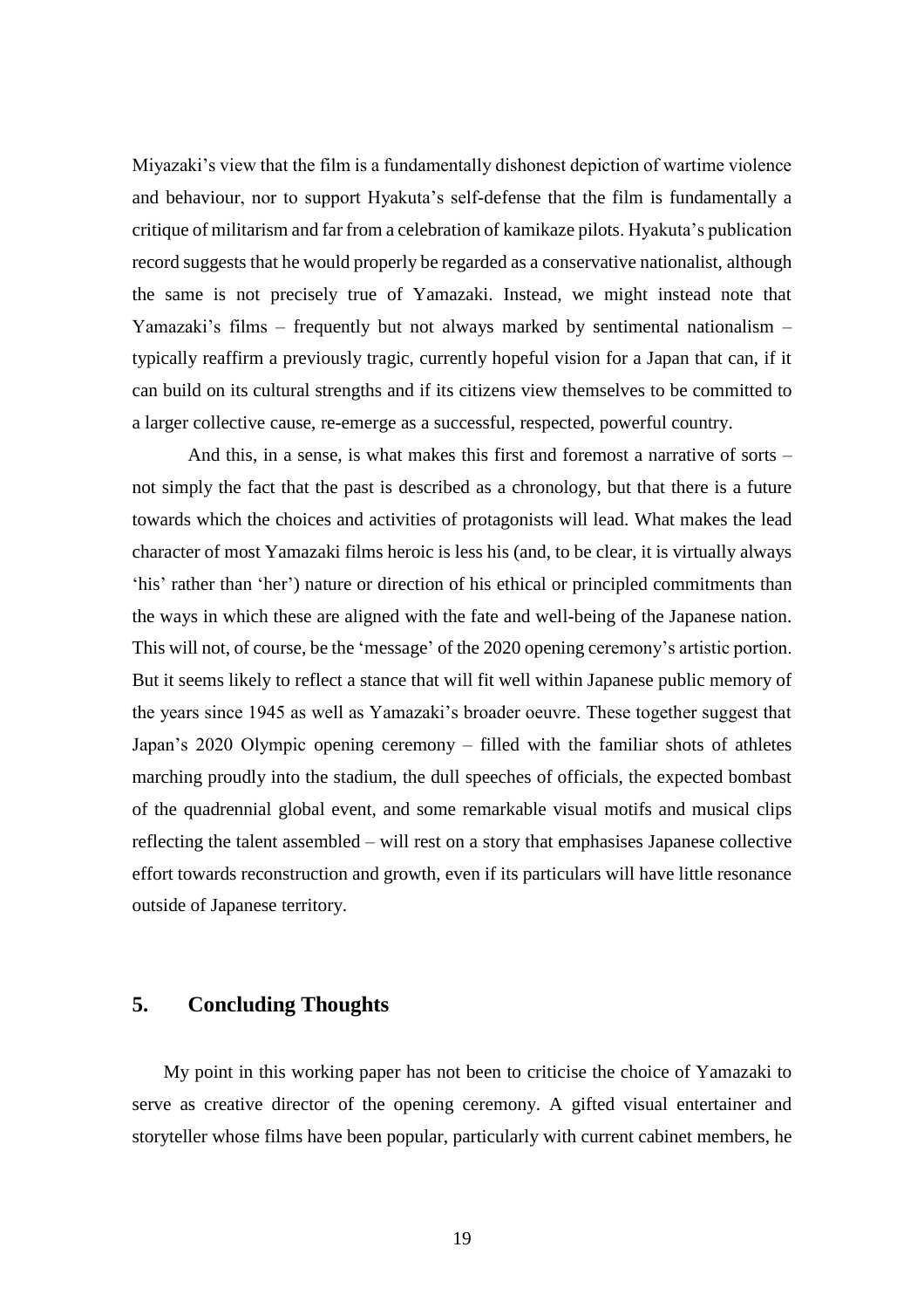Miyazaki's view that the film is a fundamentally dishonest depiction of wartime violence and behaviour, nor to support Hyakuta's self-defense that the film is fundamentally a critique of militarism and far from a celebration of kamikaze pilots. Hyakuta's publication record suggests that he would properly be regarded as a conservative nationalist, although the same is not precisely true of Yamazaki. Instead, we might instead note that Yamazaki's films – frequently but not always marked by sentimental nationalism – typically reaffirm a previously tragic, currently hopeful vision for a Japan that can, if it can build on its cultural strengths and if its citizens view themselves to be committed to a larger collective cause, re-emerge as a successful, respected, powerful country.

And this, in a sense, is what makes this first and foremost a narrative of sorts – not simply the fact that the past is described as a chronology, but that there is a future towards which the choices and activities of protagonists will lead. What makes the lead character of most Yamazaki films heroic is less his (and, to be clear, it is virtually always 'his' rather than 'her') nature or direction of his ethical or principled commitments than the ways in which these are aligned with the fate and well-being of the Japanese nation. This will not, of course, be the 'message' of the 2020 opening ceremony's artistic portion. But it seems likely to reflect a stance that will fit well within Japanese public memory of the years since 1945 as well as Yamazaki's broader oeuvre. These together suggest that Japan's 2020 Olympic opening ceremony – filled with the familiar shots of athletes marching proudly into the stadium, the dull speeches of officials, the expected bombast of the quadrennial global event, and some remarkable visual motifs and musical clips reflecting the talent assembled – will rest on a story that emphasises Japanese collective effort towards reconstruction and growth, even if its particulars will have little resonance outside of Japanese territory.

## 5. Concluding Thoughts

My point in this working paper has not been to criticise the choice of Yamazaki to serve as creative director of the opening ceremony. A gifted visual entertainer and storyteller whose films have been popular, particularly with current cabinet members, he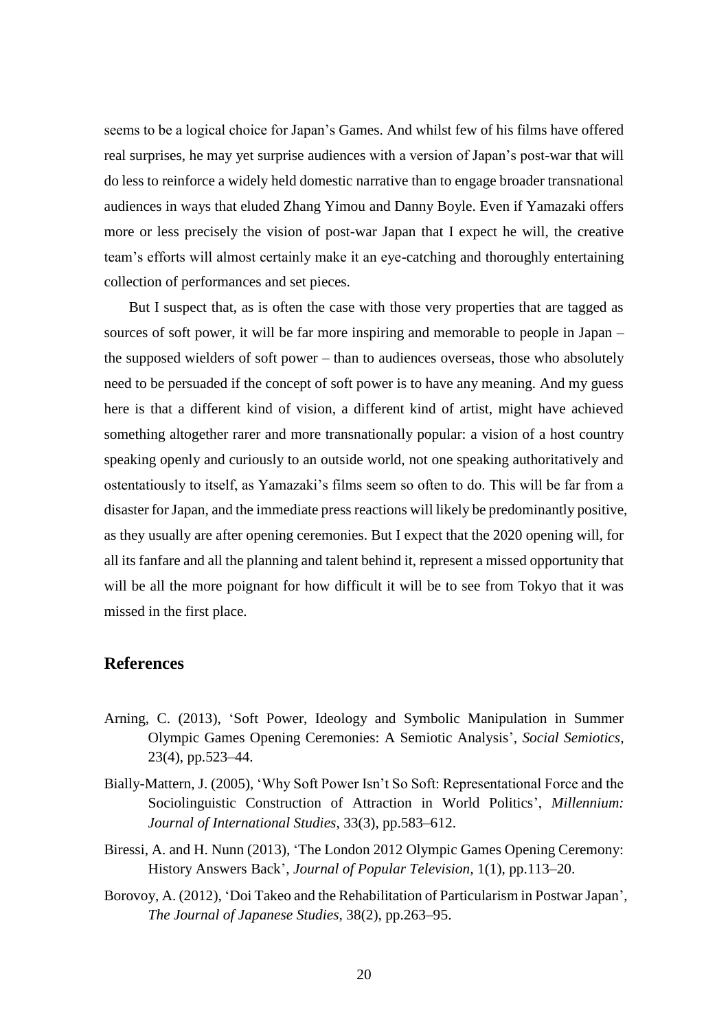seems to be a logical choice for Japan's Games. And whilst few of his films have offered real surprises, he may yet surprise audiences with a version of Japan's post-war that will do less to reinforce a widely held domestic narrative than to engage broader transnational audiences in ways that eluded Zhang Yimou and Danny Boyle. Even if Yamazaki offers more or less precisely the vision of post-war Japan that I expect he will, the creative team's efforts will almost certainly make it an eye-catching and thoroughly entertaining collection of performances and set pieces.

But I suspect that, as is often the case with those very properties that are tagged as sources of soft power, it will be far more inspiring and memorable to people in Japan – the supposed wielders of soft power – than to audiences overseas, those who absolutely need to be persuaded if the concept of soft power is to have any meaning. And my guess here is that a different kind of vision, a different kind of artist, might have achieved something altogether rarer and more transnationally popular: a vision of a host country speaking openly and curiously to an outside world, not one speaking authoritatively and ostentatiously to itself, as Yamazaki's films seem so often to do. This will be far from a disaster for Japan, and the immediate press reactions will likely be predominantly positive, as they usually are after opening ceremonies. But I expect that the 2020 opening will, for all its fanfare and all the planning and talent behind it, represent a missed opportunity that will be all the more poignant for how difficult it will be to see from Tokyo that it was missed in the first place.

## References

Arning, C. (2013), 'Soft Power, Ideology and Symbolic Manipulation in Summer Olympic Games Opening Ceremonies: A Semiotic Analysis', *Social Semiotics*, 23(4), pp.523–44.

Bially-Mattern, J. (2005), 'Why Soft Power Isn't So Soft: Representational Force and the Sociolinguistic Construction of Attraction in World Politics', *Millennium: Journal of International Studies*, 33(3), pp.583–612.

Biressi, A. and H. Nunn (2013), 'The London 2012 Olympic Games Opening Ceremony: History Answers Back', *Journal of Popular Television*, 1(1), pp.113–20.

Borovoy, A. (2012), 'Doi Takeo and the Rehabilitation of Particularism in Postwar Japan', *The Journal of Japanese Studies*, 38(2), pp.263–95.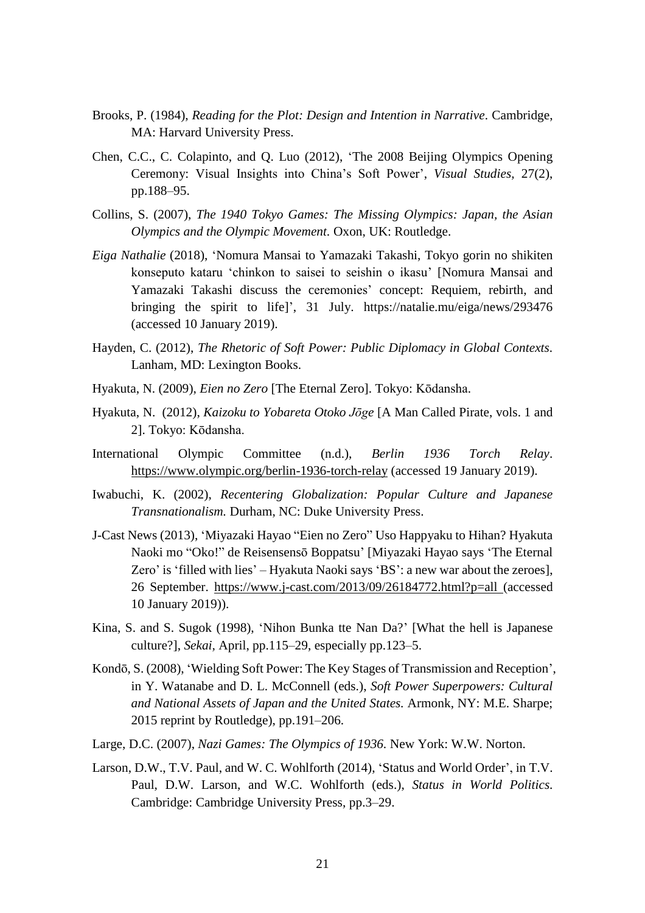Brooks, P. (1984), *Reading for the Plot: Design and Intention in Narrative*. Cambridge, MA: Harvard University Press.

Chen, C.C., C. Colapinto, and Q. Luo (2012), 'The 2008 Beijing Olympics Opening Ceremony: Visual Insights into China's Soft Power', *Visual Studies*, 27(2), pp.188–95.

Collins, S. (2007), *The 1940 Tokyo Games: The Missing Olympics: Japan, the Asian Olympics and the Olympic Movement*. Oxon, UK: Routledge.

*Eiga Nathalie* (2018), 'Nomura Mansai to Yamazaki Takashi, Tokyo gorin no shikiten konseputo kataru 'chinkon to saisei to seishin o ikasu' [Nomura Mansai and Yamazaki Takashi discuss the ceremonies' concept: Requiem, rebirth, and bringing the spirit to life]', 31 July. https://natalie.mu/eiga/news/293476 (accessed 10 January 2019).

Hayden, C. (2012), *The Rhetoric of Soft Power: Public Diplomacy in Global Contexts*. Lanham, MD: Lexington Books.

Hyakuta, N. (2009), *Eien no Zero* [The Eternal Zero]. Tokyo: Kōdansha.

Hyakuta, N. (2012), *Kaizoku to Yobareta Otoko Jōge* [A Man Called Pirate, vols. 1 and 2]. Tokyo: Kōdansha.

International Olympic Committee (n.d.), *Berlin 1936 Torch Relay*. https://www.olympic.org/berlin-1936-torch-relay (accessed 19 January 2019).

Iwabuchi, K. (2002), *Recentering Globalization: Popular Culture and Japanese Transnationalism.* Durham, NC: Duke University Press.

J-Cast News (2013), 'Miyazaki Hayao "Eien no Zero" Uso Happyaku to Hihan? Hyakuta Naoki mo "Oko!" de Reisensensō Boppatsu' [Miyazaki Hayao says 'The Eternal Zero' is 'filled with lies' – Hyakuta Naoki says 'BS': a new war about the zeroes], 26 September. https://www.j-cast.com/2013/09/26184772.html?p=all (accessed 10 January 2019)).

Kina, S. and S. Sugok (1998), 'Nihon Bunka tte Nan Da?' [What the hell is Japanese culture?], *Sekai*, April, pp.115–29, especially pp.123–5.

Kondō, S. (2008), 'Wielding Soft Power: The Key Stages of Transmission and Reception', in Y. Watanabe and D. L. McConnell (eds.), *Soft Power Superpowers: Cultural and National Assets of Japan and the United States.* Armonk, NY: M.E. Sharpe; 2015 reprint by Routledge), pp.191–206.

Large, D.C. (2007), *Nazi Games: The Olympics of 1936.* New York: W.W. Norton.

Larson, D.W., T.V. Paul, and W. C. Wohlforth (2014), 'Status and World Order', in T.V. Paul, D.W. Larson, and W.C. Wohlforth (eds.), *Status in World Politics.* Cambridge: Cambridge University Press, pp.3–29.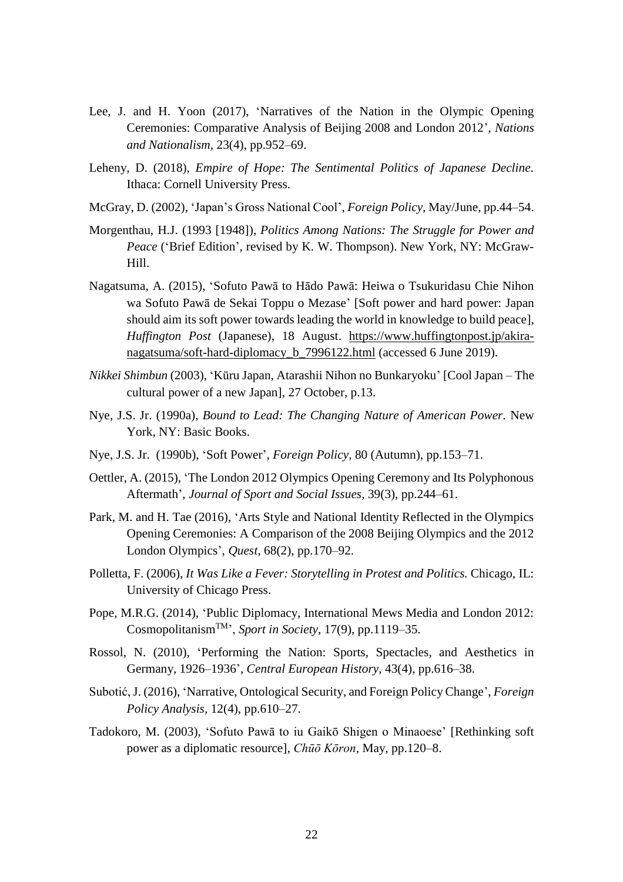Lee, J. and H. Yoon (2017), 'Narratives of the Nation in the Olympic Opening Ceremonies: Comparative Analysis of Beijing 2008 and London 2012', *Nations and Nationalism*, 23(4), pp.952–69.

Leheny, D. (2018), *Empire of Hope: The Sentimental Politics of Japanese Decline*. Ithaca: Cornell University Press.

McGray, D. (2002), 'Japan's Gross National Cool', *Foreign Policy*, May/June, pp.44–54.

Morgenthau, H.J. (1993 [1948]), *Politics Among Nations: The Struggle for Power and Peace* ('Brief Edition', revised by K. W. Thompson). New York, NY: McGraw-Hill.

Nagatsuma, A. (2015), 'Sofuto Pawā to Hādo Pawā: Heiwa o Tsukuridasu Chie Nihon wa Sofuto Pawā de Sekai Toppu o Mezase' [Soft power and hard power: Japan should aim its soft power towards leading the world in knowledge to build peace], *Huffington Post* (Japanese), 18 August. https://www.huffingtonpost.jp/akira-nagatsuma/soft-hard-diplomacy_b_7996122.html (accessed 6 June 2019).

*Nikkei Shimbun* (2003), 'Kūru Japan, Atarashii Nihon no Bunkaryoku' [Cool Japan – The cultural power of a new Japan], 27 October, p.13.

Nye, J.S. Jr. (1990a), *Bound to Lead: The Changing Nature of American Power*. New York, NY: Basic Books.

Nye, J.S. Jr. (1990b), 'Soft Power', *Foreign Policy*, 80 (Autumn), pp.153–71.

Oettler, A. (2015), 'The London 2012 Olympics Opening Ceremony and Its Polyphonous Aftermath', *Journal of Sport and Social Issues*, 39(3), pp.244–61.

Park, M. and H. Tae (2016), 'Arts Style and National Identity Reflected in the Olympics Opening Ceremonies: A Comparison of the 2008 Beijing Olympics and the 2012 London Olympics', *Quest*, 68(2), pp.170–92.

Polletta, F. (2006), *It Was Like a Fever: Storytelling in Protest and Politics*. Chicago, IL: University of Chicago Press.

Pope, M.R.G. (2014), 'Public Diplomacy, International Mews Media and London 2012: Cosmopolitanism™', *Sport in Society*, 17(9), pp.1119–35.

Rossol, N. (2010), 'Performing the Nation: Sports, Spectacles, and Aesthetics in Germany, 1926–1936', *Central European History*, 43(4), pp.616–38.

Subotić, J. (2016), 'Narrative, Ontological Security, and Foreign Policy Change', *Foreign Policy Analysis*, 12(4), pp.610–27.

Tadokoro, M. (2003), 'Sofuto Pawā to iu Gaikō Shigen o Minaoese' [Rethinking soft power as a diplomatic resource], *Chūō Kōron*, May, pp.120–8.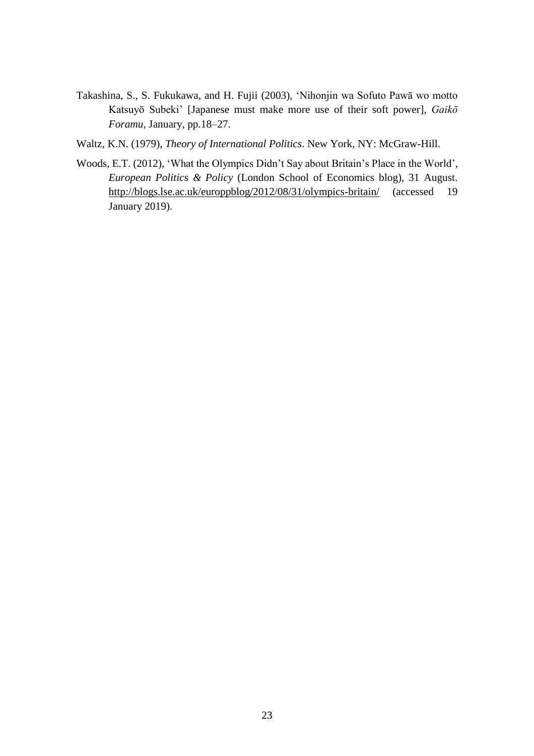Takashina, S., S. Fukukawa, and H. Fujii (2003), 'Nihonjin wa Sofuto Pawā wo motto Katsuyō Subeki' [Japanese must make more use of their soft power], *Gaikō Foramu*, January, pp.18–27.

Waltz, K.N. (1979), *Theory of International Politics*. New York, NY: McGraw-Hill.

Woods, E.T. (2012), 'What the Olympics Didn't Say about Britain's Place in the World', *European Politics & Policy* (London School of Economics blog), 31 August. http://blogs.lse.ac.uk/europpblog/2012/08/31/olympics-britain/ (accessed 19 January 2019).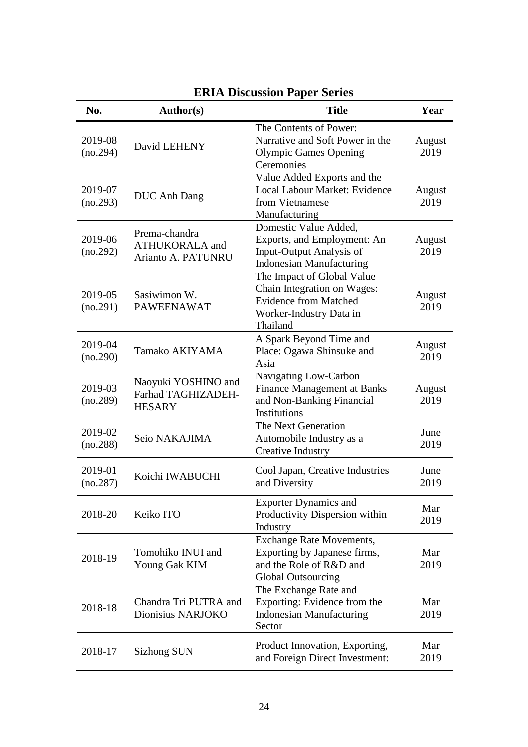## ERIA Discussion Paper Series

| No. | Author(s) | Title | Year |
|---|---|---|---|
| 2019-08 (no.294) | David LEHENY | The Contents of Power: Narrative and Soft Power in the Olympic Games Opening Ceremonies | August 2019 |
| 2019-07 (no.293) | DUC Anh Dang | Value Added Exports and the Local Labour Market: Evidence from Vietnamese Manufacturing | August 2019 |
| 2019-06 (no.292) | Prema-chandra ATHUKORALA and Arianto A. PATUNRU | Domestic Value Added, Exports, and Employment: An Input-Output Analysis of Indonesian Manufacturing | August 2019 |
| 2019-05 (no.291) | Sasiwimon W. PAWEENAWAT | The Impact of Global Value Chain Integration on Wages: Evidence from Matched Worker-Industry Data in Thailand | August 2019 |
| 2019-04 (no.290) | Tamako AKIYAMA | A Spark Beyond Time and Place: Ogawa Shinsuke and Asia | August 2019 |
| 2019-03 (no.289) | Naoyuki YOSHINO and Farhad TAGHIZADEH-HESARY | Navigating Low-Carbon Finance Management at Banks and Non-Banking Financial Institutions | August 2019 |
| 2019-02 (no.288) | Seio NAKAJIMA | The Next Generation Automobile Industry as a Creative Industry | June 2019 |
| 2019-01 (no.287) | Koichi IWABUCHI | Cool Japan, Creative Industries and Diversity | June 2019 |
| 2018-20 | Keiko ITO | Exporter Dynamics and Productivity Dispersion within Industry | Mar 2019 |
| 2018-19 | Tomohiko INUI and Young Gak KIM | Exchange Rate Movements, Exporting by Japanese firms, and the Role of R&D and Global Outsourcing | Mar 2019 |
| 2018-18 | Chandra Tri PUTRA and Dionisius NARJOKO | The Exchange Rate and Exporting: Evidence from the Indonesian Manufacturing Sector | Mar 2019 |
| 2018-17 | Sizhong SUN | Product Innovation, Exporting, and Foreign Direct Investment: | Mar 2019 |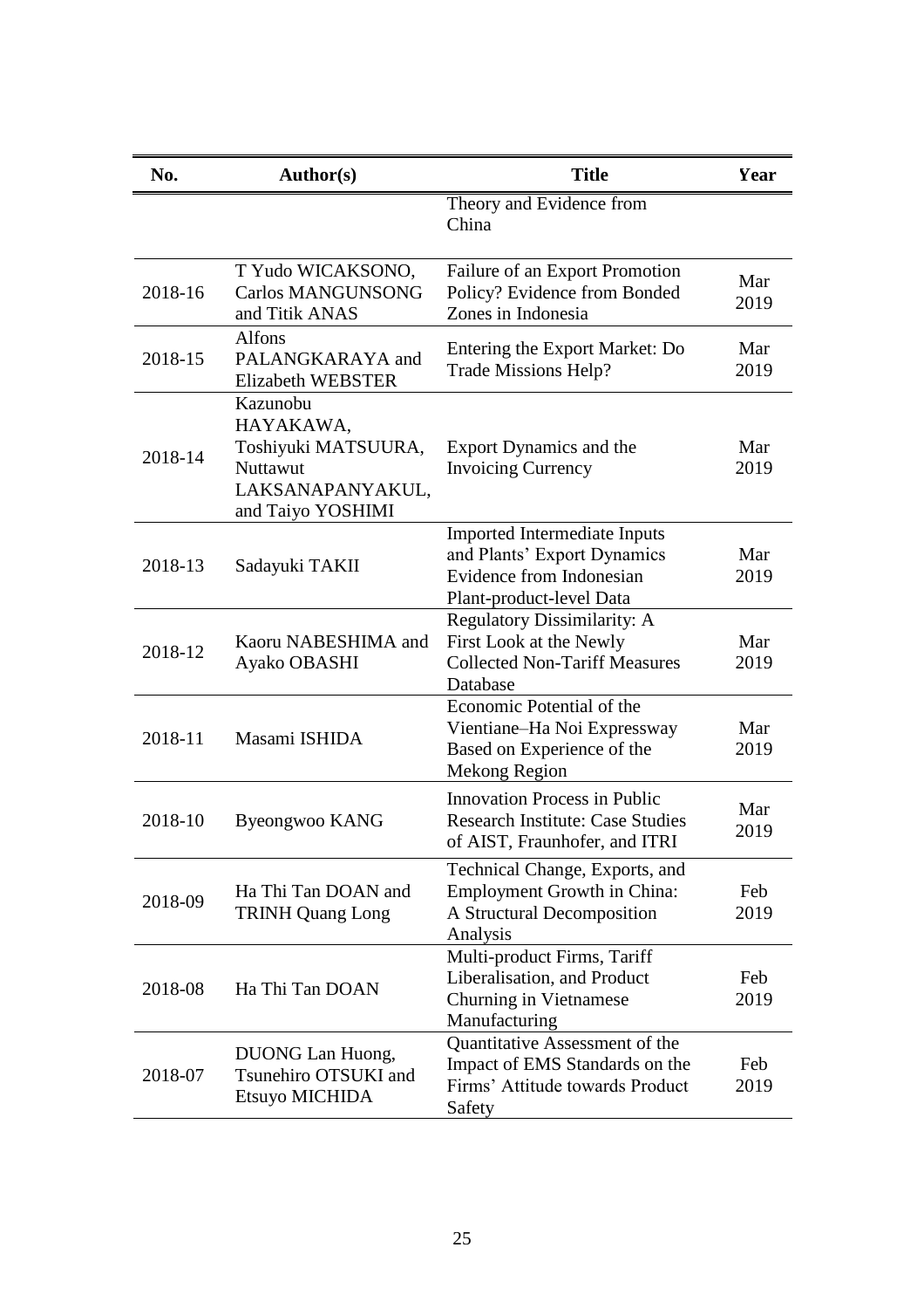| No. | Author(s) | Title | Year |
|---|---|---|---|
| | | Theory and Evidence from China | |
| 2018-16 | T Yudo WICAKSONO, Carlos MANGUNSONG and Titik ANAS | Failure of an Export Promotion Policy? Evidence from Bonded Zones in Indonesia | Mar 2019 |
| 2018-15 | Alfons PALANGKARAYA and Elizabeth WEBSTER | Entering the Export Market: Do Trade Missions Help? | Mar 2019 |
| 2018-14 | Kazunobu HAYAKAWA, Toshiyuki MATSUURA, Nuttawut LAKSANAPANYAKUL, and Taiyo YOSHIMI | Export Dynamics and the Invoicing Currency | Mar 2019 |
| 2018-13 | Sadayuki TAKII | Imported Intermediate Inputs and Plants' Export Dynamics Evidence from Indonesian Plant-product-level Data | Mar 2019 |
| 2018-12 | Kaoru NABESHIMA and Ayako OBASHI | Regulatory Dissimilarity: A First Look at the Newly Collected Non-Tariff Measures Database | Mar 2019 |
| 2018-11 | Masami ISHIDA | Economic Potential of the Vientiane–Ha Noi Expressway Based on Experience of the Mekong Region | Mar 2019 |
| 2018-10 | Byeongwoo KANG | Innovation Process in Public Research Institute: Case Studies of AIST, Fraunhofer, and ITRI | Mar 2019 |
| 2018-09 | Ha Thi Tan DOAN and TRINH Quang Long | Technical Change, Exports, and Employment Growth in China: A Structural Decomposition Analysis | Feb 2019 |
| 2018-08 | Ha Thi Tan DOAN | Multi-product Firms, Tariff Liberalisation, and Product Churning in Vietnamese Manufacturing | Feb 2019 |
| 2018-07 | DUONG Lan Huong, Tsunehiro OTSUKI and Etsuyo MICHIDA | Quantitative Assessment of the Impact of EMS Standards on the Firms' Attitude towards Product Safety | Feb 2019 |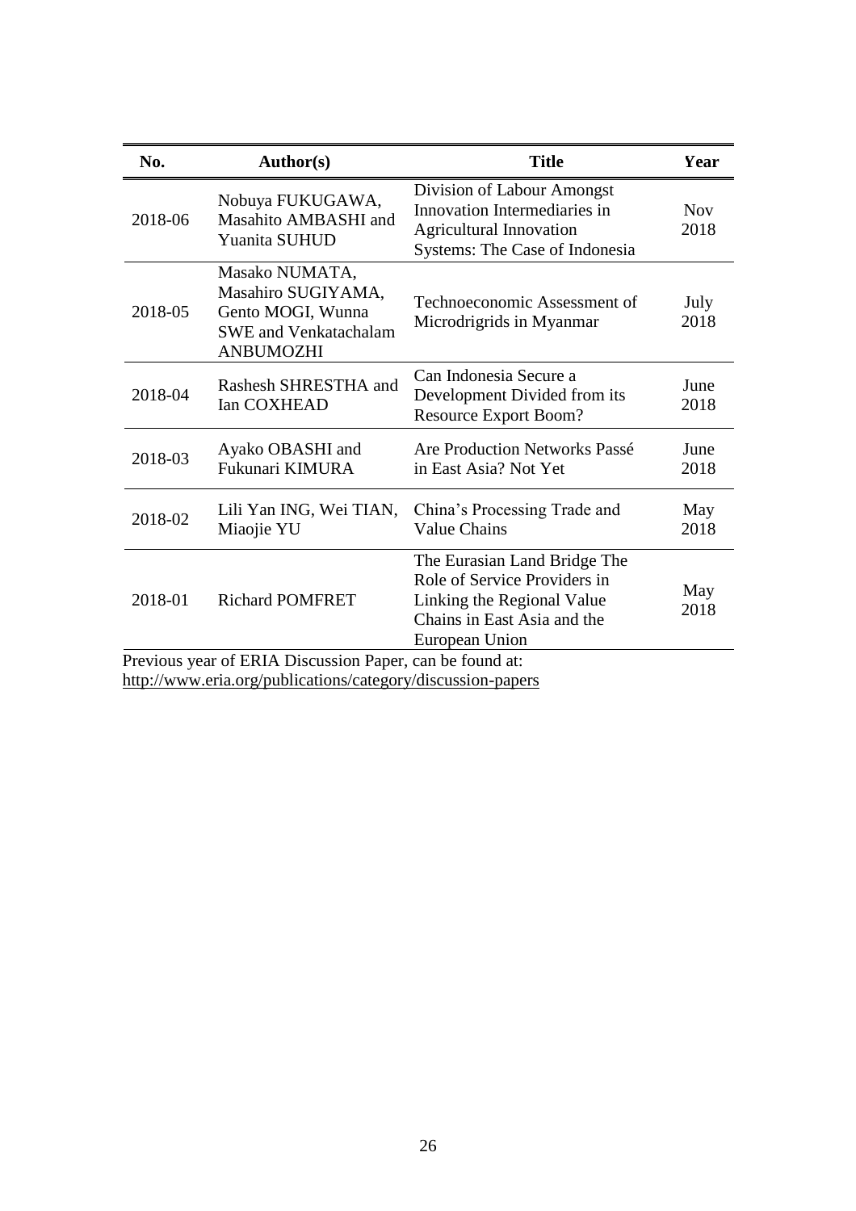| No. | Author(s) | Title | Year |
|---|---|---|---|
| 2018-06 | Nobuya FUKUGAWA, Masahito AMBASHI and Yuanita SUHUD | Division of Labour Amongst Innovation Intermediaries in Agricultural Innovation Systems: The Case of Indonesia | Nov 2018 |
| 2018-05 | Masako NUMATA, Masahiro SUGIYAMA, Gento MOGI, Wunna SWE and Venkatachalam ANBUMOZHI | Technoeconomic Assessment of Microdrigrids in Myanmar | July 2018 |
| 2018-04 | Rashesh SHRESTHA and Ian COXHEAD | Can Indonesia Secure a Development Divided from its Resource Export Boom? | June 2018 |
| 2018-03 | Ayako OBASHI and Fukunari KIMURA | Are Production Networks Passé in East Asia? Not Yet | June 2018 |
| 2018-02 | Lili Yan ING, Wei TIAN, Miaojie YU | China's Processing Trade and Value Chains | May 2018 |
| 2018-01 | Richard POMFRET | The Eurasian Land Bridge The Role of Service Providers in Linking the Regional Value Chains in East Asia and the European Union | May 2018 |

Previous year of ERIA Discussion Paper, can be found at:
http://www.eria.org/publications/category/discussion-papers